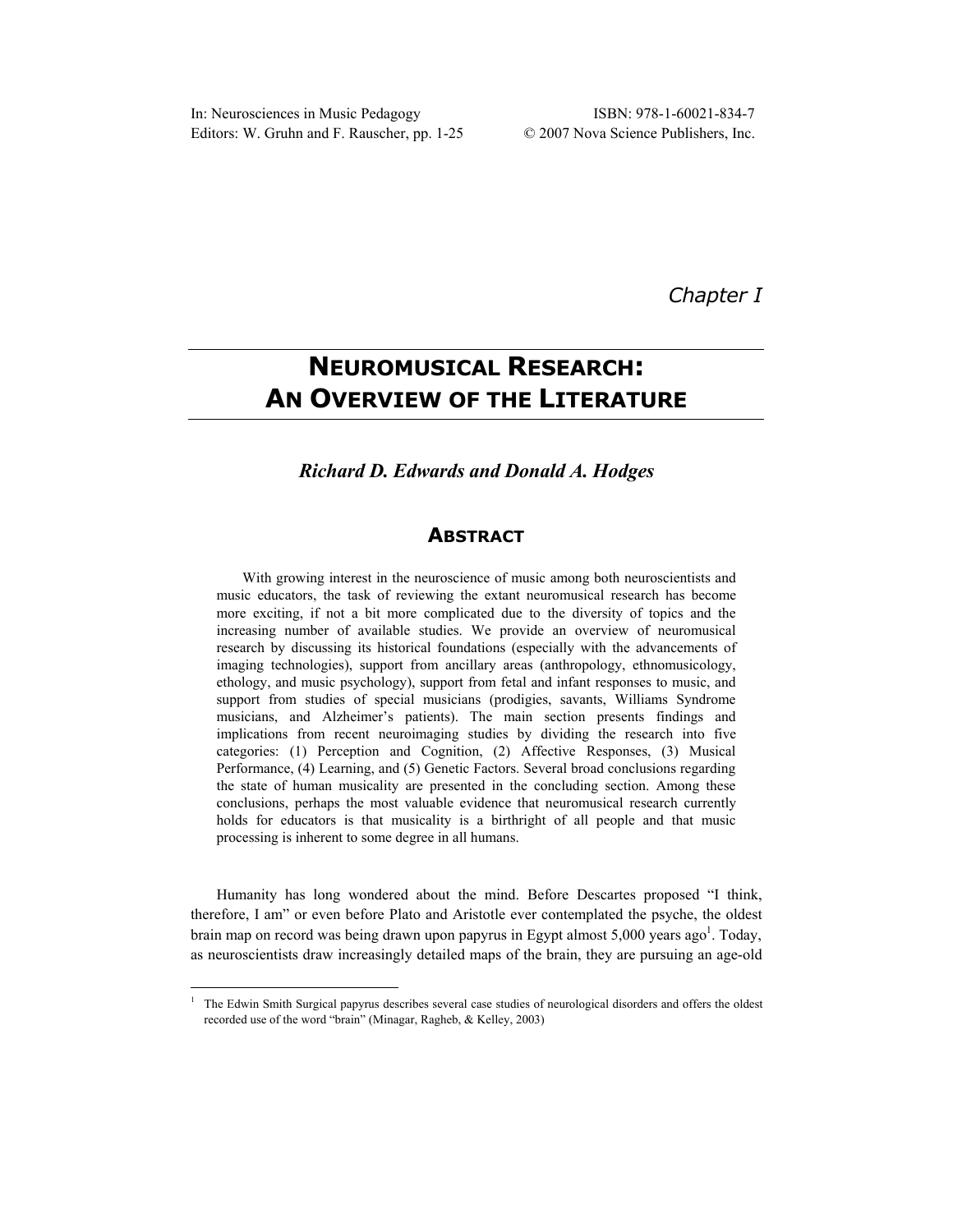In: Neurosciences in Music Pedagogy
Editors: W. Gruhn and F. Rauscher, pp. 1-25

ISBN: 978-1-60021-834-7
© 2007 Nova Science Publishers, Inc.

*Chapter I*

# NEUROMUSICAL RESEARCH: AN OVERVIEW OF THE LITERATURE

***Richard D. Edwards and Donald A. Hodges***

## ABSTRACT

With growing interest in the neuroscience of music among both neuroscientists and music educators, the task of reviewing the extant neuromusical research has become more exciting, if not a bit more complicated due to the diversity of topics and the increasing number of available studies. We provide an overview of neuromusical research by discussing its historical foundations (especially with the advancements of imaging technologies), support from ancillary areas (anthropology, ethnomusicology, ethology, and music psychology), support from fetal and infant responses to music, and support from studies of special musicians (prodigies, savants, Williams Syndrome musicians, and Alzheimer's patients). The main section presents findings and implications from recent neuroimaging studies by dividing the research into five categories: (1) Perception and Cognition, (2) Affective Responses, (3) Musical Performance, (4) Learning, and (5) Genetic Factors. Several broad conclusions regarding the state of human musicality are presented in the concluding section. Among these conclusions, perhaps the most valuable evidence that neuromusical research currently holds for educators is that musicality is a birthright of all people and that music processing is inherent to some degree in all humans.

Humanity has long wondered about the mind. Before Descartes proposed "I think, therefore, I am" or even before Plato and Aristotle ever contemplated the psyche, the oldest brain map on record was being drawn upon papyrus in Egypt almost 5,000 years ago[1]. Today, as neuroscientists draw increasingly detailed maps of the brain, they are pursuing an age-old

---

[1] The Edwin Smith Surgical papyrus describes several case studies of neurological disorders and offers the oldest recorded use of the word "brain" (Minagar, Ragheb, & Kelley, 2003)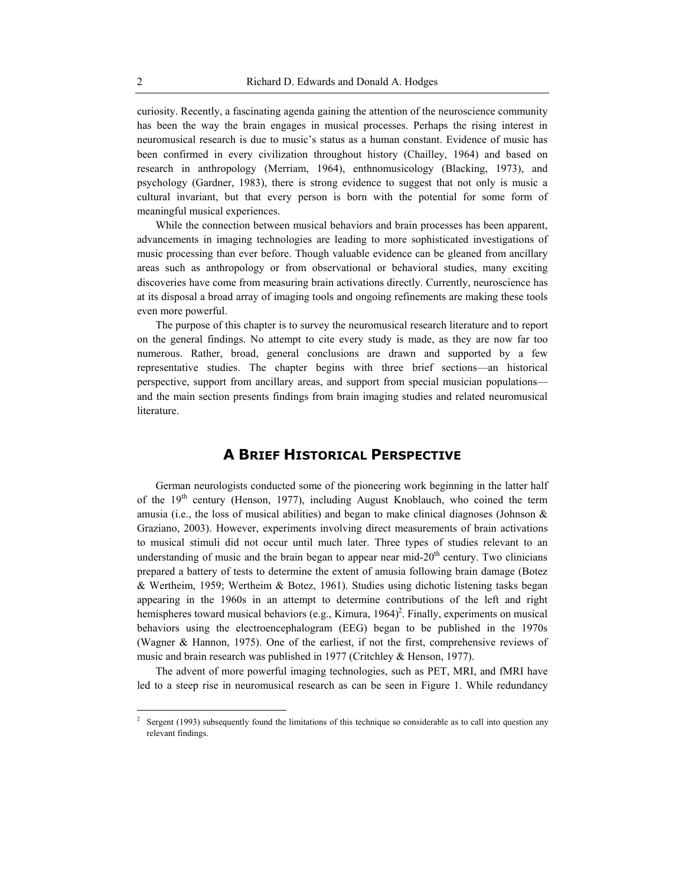curiosity. Recently, a fascinating agenda gaining the attention of the neuroscience community has been the way the brain engages in musical processes. Perhaps the rising interest in neuromusical research is due to music's status as a human constant. Evidence of music has been confirmed in every civilization throughout history (Chailley, 1964) and based on research in anthropology (Merriam, 1964), enthnomusicology (Blacking, 1973), and psychology (Gardner, 1983), there is strong evidence to suggest that not only is music a cultural invariant, but that every person is born with the potential for some form of meaningful musical experiences.

While the connection between musical behaviors and brain processes has been apparent, advancements in imaging technologies are leading to more sophisticated investigations of music processing than ever before. Though valuable evidence can be gleaned from ancillary areas such as anthropology or from observational or behavioral studies, many exciting discoveries have come from measuring brain activations directly. Currently, neuroscience has at its disposal a broad array of imaging tools and ongoing refinements are making these tools even more powerful.

The purpose of this chapter is to survey the neuromusical research literature and to report on the general findings. No attempt to cite every study is made, as they are now far too numerous. Rather, broad, general conclusions are drawn and supported by a few representative studies. The chapter begins with three brief sections—an historical perspective, support from ancillary areas, and support from special musician populations—and the main section presents findings from brain imaging studies and related neuromusical literature.

## A Brief Historical Perspective

German neurologists conducted some of the pioneering work beginning in the latter half of the 19th century (Henson, 1977), including August Knoblauch, who coined the term amusia (i.e., the loss of musical abilities) and began to make clinical diagnoses (Johnson & Graziano, 2003). However, experiments involving direct measurements of brain activations to musical stimuli did not occur until much later. Three types of studies relevant to an understanding of music and the brain began to appear near mid-20th century. Two clinicians prepared a battery of tests to determine the extent of amusia following brain damage (Botez & Wertheim, 1959; Wertheim & Botez, 1961). Studies using dichotic listening tasks began appearing in the 1960s in an attempt to determine contributions of the left and right hemispheres toward musical behaviors (e.g., Kimura, 1964)[2]. Finally, experiments on musical behaviors using the electroencephalogram (EEG) began to be published in the 1970s (Wagner & Hannon, 1975). One of the earliest, if not the first, comprehensive reviews of music and brain research was published in 1977 (Critchley & Henson, 1977).

The advent of more powerful imaging technologies, such as PET, MRI, and fMRI have led to a steep rise in neuromusical research as can be seen in Figure 1. While redundancy

[2] Sergent (1993) subsequently found the limitations of this technique so considerable as to call into question any relevant findings.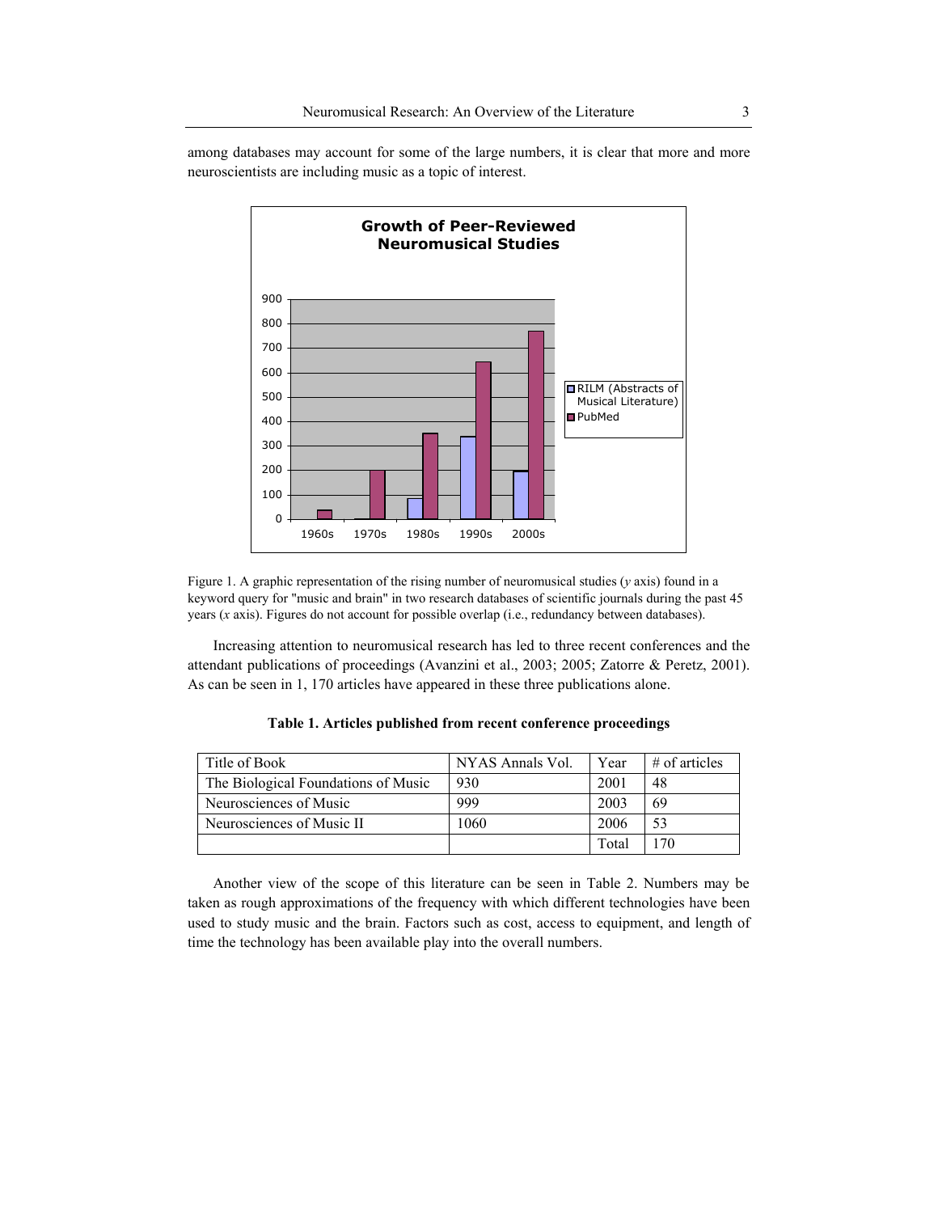among databases may account for some of the large numbers, it is clear that more and more neuroscientists are including music as a topic of interest.

Figure 1. A graphic representation of the rising number of neuromusical studies (*y* axis) found in a keyword query for "music and brain" in two research databases of scientific journals during the past 45 years (*x* axis). Figures do not account for possible overlap (i.e., redundancy between databases).

Increasing attention to neuromusical research has led to three recent conferences and the attendant publications of proceedings (Avanzini et al., 2003; 2005; Zatorre & Peretz, 2001). As can be seen in 1, 170 articles have appeared in these three publications alone.

**Table 1. Articles published from recent conference proceedings**

| Title of Book | NYAS Annals Vol. | Year | # of articles |
|---|---|---|---|
| The Biological Foundations of Music | 930 | 2001 | 48 |
| Neurosciences of Music | 999 | 2003 | 69 |
| Neurosciences of Music II | 1060 | 2006 | 53 |
| | | Total | 170 |

Another view of the scope of this literature can be seen in Table 2. Numbers may be taken as rough approximations of the frequency with which different technologies have been used to study music and the brain. Factors such as cost, access to equipment, and length of time the technology has been available play into the overall numbers.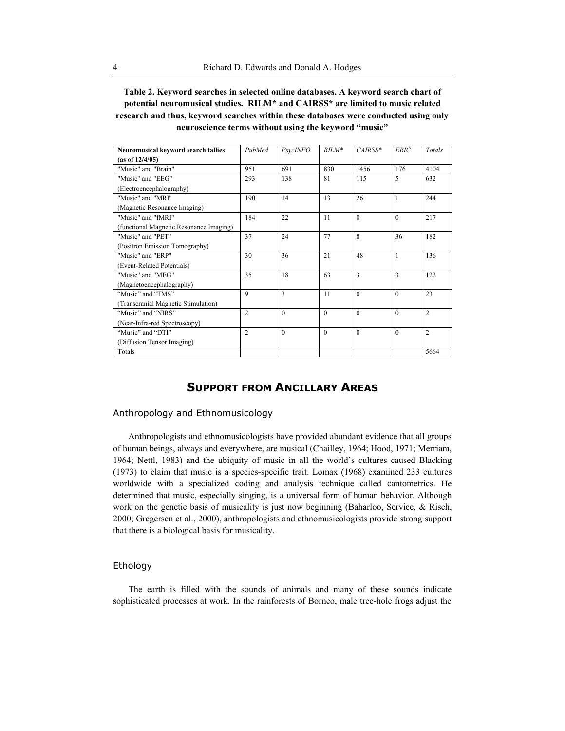**Table 2. Keyword searches in selected online databases. A keyword search chart of potential neuromusical studies. RILM* and CAIRSS* are limited to music related research and thus, keyword searches within these databases were conducted using only neuroscience terms without using the keyword "music"**

| **Neuromusical keyword search tallies (as of 12/4/05)** | *PubMed* | *PsycINFO* | *RILM** | *CAIRSS** | *ERIC* | *Totals* |
|---|---|---|---|---|---|---|
| "Music" and "Brain" | 951 | 691 | 830 | 1456 | 176 | 4104 |
| "Music" and "EEG" (Electroencephalography**)** | 293 | 138 | 81 | 115 | 5 | 632 |
| "Music" and "MRI" (Magnetic Resonance Imaging) | 190 | 14 | 13 | 26 | 1 | 244 |
| "Music" and "fMRI" (functional Magnetic Resonance Imaging) | 184 | 22 | 11 | 0 | 0 | 217 |
| "Music" and "PET" (Positron Emission Tomography) | 37 | 24 | 77 | 8 | 36 | 182 |
| "Music" and "ERP" (Event-Related Potentials) | 30 | 36 | 21 | 48 | 1 | 136 |
| "Music" and "MEG" (Magnetoencephalography) | 35 | 18 | 63 | 3 | 3 | 122 |
| "Music" and "TMS" (Transcranial Magnetic Stimulation) | 9 | 3 | 11 | 0 | 0 | 23 |
| "Music" and "NIRS" (Near-Infra-red Spectroscopy) | 2 | 0 | 0 | 0 | 0 | 2 |
| "Music" and "DTI" (Diffusion Tensor Imaging) | 2 | 0 | 0 | 0 | 0 | 2 |
| Totals | | | | | | 5664 |

## Support from Ancillary Areas

### Anthropology and Ethnomusicology

Anthropologists and ethnomusicologists have provided abundant evidence that all groups of human beings, always and everywhere, are musical (Chailley, 1964; Hood, 1971; Merriam, 1964; Nettl, 1983) and the ubiquity of music in all the world's cultures caused Blacking (1973) to claim that music is a species-specific trait. Lomax (1968) examined 233 cultures worldwide with a specialized coding and analysis technique called cantometrics. He determined that music, especially singing, is a universal form of human behavior. Although work on the genetic basis of musicality is just now beginning (Baharloo, Service, & Risch, 2000; Gregersen et al., 2000), anthropologists and ethnomusicologists provide strong support that there is a biological basis for musicality.

### Ethology

The earth is filled with the sounds of animals and many of these sounds indicate sophisticated processes at work. In the rainforests of Borneo, male tree-hole frogs adjust the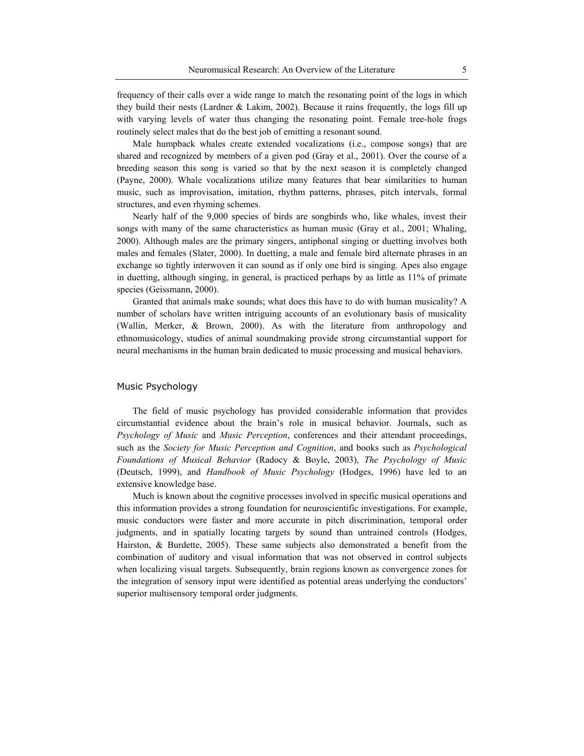frequency of their calls over a wide range to match the resonating point of the logs in which they build their nests (Lardner & Lakim, 2002). Because it rains frequently, the logs fill up with varying levels of water thus changing the resonating point. Female tree-hole frogs routinely select males that do the best job of emitting a resonant sound.

Male humpback whales create extended vocalizations (i.e., compose songs) that are shared and recognized by members of a given pod (Gray et al., 2001). Over the course of a breeding season this song is varied so that by the next season it is completely changed (Payne, 2000). Whale vocalizations utilize many features that bear similarities to human music, such as improvisation, imitation, rhythm patterns, phrases, pitch intervals, formal structures, and even rhyming schemes.

Nearly half of the 9,000 species of birds are songbirds who, like whales, invest their songs with many of the same characteristics as human music (Gray et al., 2001; Whaling, 2000). Although males are the primary singers, antiphonal singing or duetting involves both males and females (Slater, 2000). In duetting, a male and female bird alternate phrases in an exchange so tightly interwoven it can sound as if only one bird is singing. Apes also engage in duetting, although singing, in general, is practiced perhaps by as little as 11% of primate species (Geissmann, 2000).

Granted that animals make sounds; what does this have to do with human musicality? A number of scholars have written intriguing accounts of an evolutionary basis of musicality (Wallin, Merker, & Brown, 2000). As with the literature from anthropology and ethnomusicology, studies of animal soundmaking provide strong circumstantial support for neural mechanisms in the human brain dedicated to music processing and musical behaviors.

## Music Psychology

The field of music psychology has provided considerable information that provides circumstantial evidence about the brain's role in musical behavior. Journals, such as *Psychology of Music* and *Music Perception*, conferences and their attendant proceedings, such as the *Society for Music Perception and Cognition*, and books such as *Psychological Foundations of Musical Behavior* (Radocy & Boyle, 2003), *The Psychology of Music* (Deutsch, 1999), and *Handbook of Music Psychology* (Hodges, 1996) have led to an extensive knowledge base.

Much is known about the cognitive processes involved in specific musical operations and this information provides a strong foundation for neuroscientific investigations. For example, music conductors were faster and more accurate in pitch discrimination, temporal order judgments, and in spatially locating targets by sound than untrained controls (Hodges, Hairston, & Burdette, 2005). These same subjects also demonstrated a benefit from the combination of auditory and visual information that was not observed in control subjects when localizing visual targets. Subsequently, brain regions known as convergence zones for the integration of sensory input were identified as potential areas underlying the conductors' superior multisensory temporal order judgments.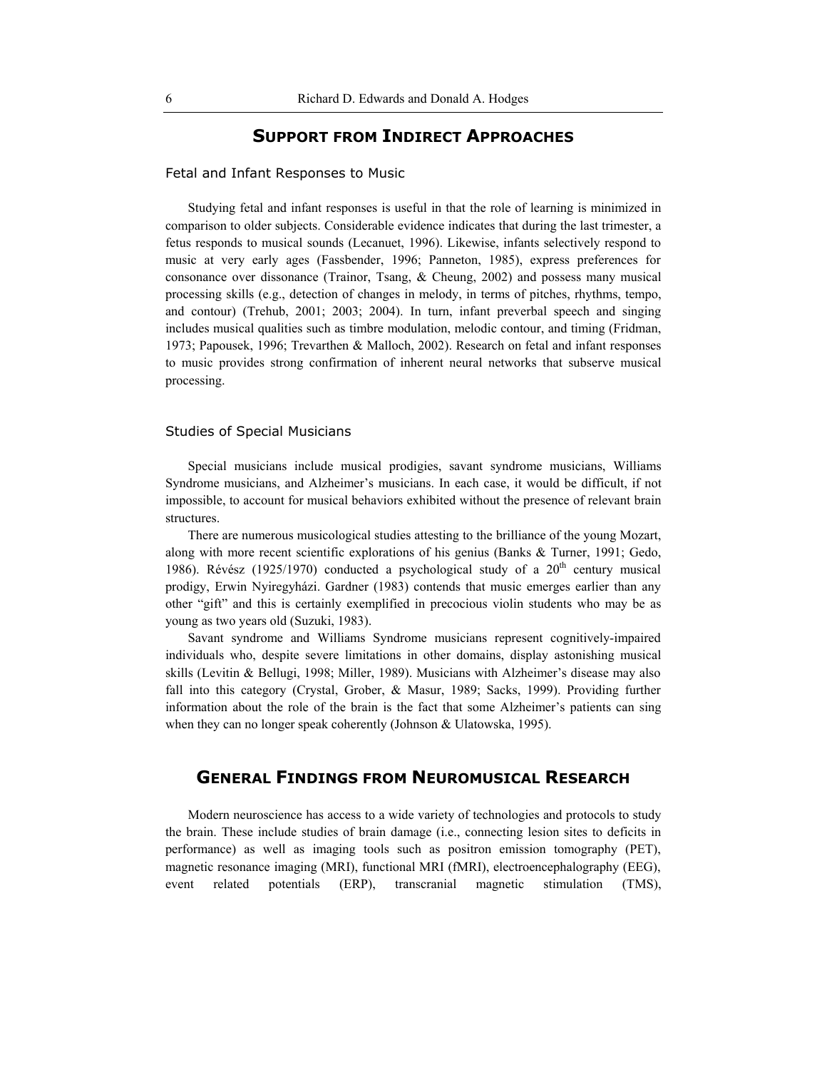## Support from Indirect Approaches

### Fetal and Infant Responses to Music

Studying fetal and infant responses is useful in that the role of learning is minimized in comparison to older subjects. Considerable evidence indicates that during the last trimester, a fetus responds to musical sounds (Lecanuet, 1996). Likewise, infants selectively respond to music at very early ages (Fassbender, 1996; Panneton, 1985), express preferences for consonance over dissonance (Trainor, Tsang, & Cheung, 2002) and possess many musical processing skills (e.g., detection of changes in melody, in terms of pitches, rhythms, tempo, and contour) (Trehub, 2001; 2003; 2004). In turn, infant preverbal speech and singing includes musical qualities such as timbre modulation, melodic contour, and timing (Fridman, 1973; Papousek, 1996; Trevarthen & Malloch, 2002). Research on fetal and infant responses to music provides strong confirmation of inherent neural networks that subserve musical processing.

### Studies of Special Musicians

Special musicians include musical prodigies, savant syndrome musicians, Williams Syndrome musicians, and Alzheimer's musicians. In each case, it would be difficult, if not impossible, to account for musical behaviors exhibited without the presence of relevant brain structures.

There are numerous musicological studies attesting to the brilliance of the young Mozart, along with more recent scientific explorations of his genius (Banks & Turner, 1991; Gedo, 1986). Révész (1925/1970) conducted a psychological study of a 20th century musical prodigy, Erwin Nyiregyházi. Gardner (1983) contends that music emerges earlier than any other "gift" and this is certainly exemplified in precocious violin students who may be as young as two years old (Suzuki, 1983).

Savant syndrome and Williams Syndrome musicians represent cognitively-impaired individuals who, despite severe limitations in other domains, display astonishing musical skills (Levitin & Bellugi, 1998; Miller, 1989). Musicians with Alzheimer's disease may also fall into this category (Crystal, Grober, & Masur, 1989; Sacks, 1999). Providing further information about the role of the brain is the fact that some Alzheimer's patients can sing when they can no longer speak coherently (Johnson & Ulatowska, 1995).

## General Findings from Neuromusical Research

Modern neuroscience has access to a wide variety of technologies and protocols to study the brain. These include studies of brain damage (i.e., connecting lesion sites to deficits in performance) as well as imaging tools such as positron emission tomography (PET), magnetic resonance imaging (MRI), functional MRI (fMRI), electroencephalography (EEG), event related potentials (ERP), transcranial magnetic stimulation (TMS),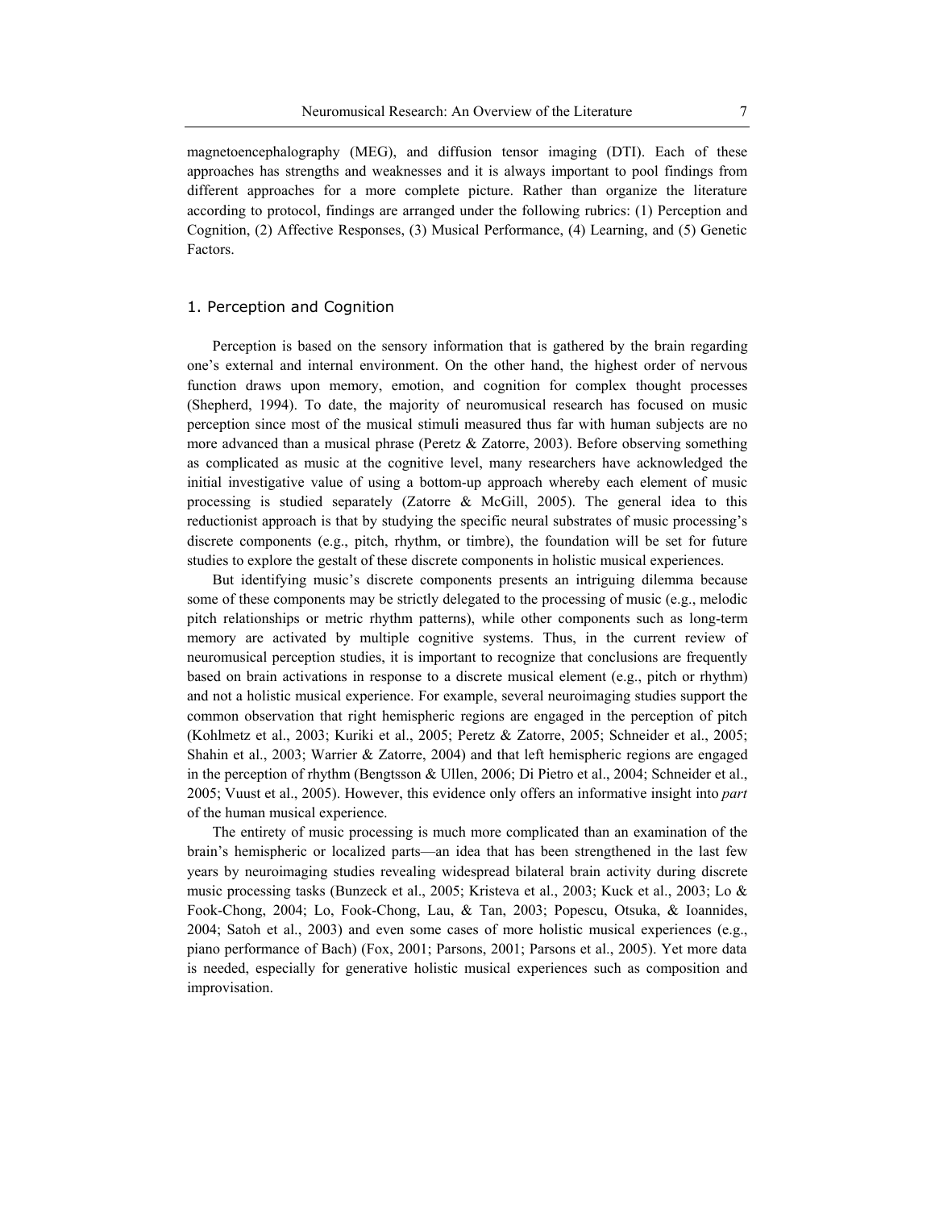magnetoencephalography (MEG), and diffusion tensor imaging (DTI). Each of these approaches has strengths and weaknesses and it is always important to pool findings from different approaches for a more complete picture. Rather than organize the literature according to protocol, findings are arranged under the following rubrics: (1) Perception and Cognition, (2) Affective Responses, (3) Musical Performance, (4) Learning, and (5) Genetic Factors.

### 1. Perception and Cognition

Perception is based on the sensory information that is gathered by the brain regarding one's external and internal environment. On the other hand, the highest order of nervous function draws upon memory, emotion, and cognition for complex thought processes (Shepherd, 1994). To date, the majority of neuromusical research has focused on music perception since most of the musical stimuli measured thus far with human subjects are no more advanced than a musical phrase (Peretz & Zatorre, 2003). Before observing something as complicated as music at the cognitive level, many researchers have acknowledged the initial investigative value of using a bottom-up approach whereby each element of music processing is studied separately (Zatorre & McGill, 2005). The general idea to this reductionist approach is that by studying the specific neural substrates of music processing's discrete components (e.g., pitch, rhythm, or timbre), the foundation will be set for future studies to explore the gestalt of these discrete components in holistic musical experiences.

But identifying music's discrete components presents an intriguing dilemma because some of these components may be strictly delegated to the processing of music (e.g., melodic pitch relationships or metric rhythm patterns), while other components such as long-term memory are activated by multiple cognitive systems. Thus, in the current review of neuromusical perception studies, it is important to recognize that conclusions are frequently based on brain activations in response to a discrete musical element (e.g., pitch or rhythm) and not a holistic musical experience. For example, several neuroimaging studies support the common observation that right hemispheric regions are engaged in the perception of pitch (Kohlmetz et al., 2003; Kuriki et al., 2005; Peretz & Zatorre, 2005; Schneider et al., 2005; Shahin et al., 2003; Warrier & Zatorre, 2004) and that left hemispheric regions are engaged in the perception of rhythm (Bengtsson & Ullen, 2006; Di Pietro et al., 2004; Schneider et al., 2005; Vuust et al., 2005). However, this evidence only offers an informative insight into *part* of the human musical experience.

The entirety of music processing is much more complicated than an examination of the brain's hemispheric or localized parts—an idea that has been strengthened in the last few years by neuroimaging studies revealing widespread bilateral brain activity during discrete music processing tasks (Bunzeck et al., 2005; Kristeva et al., 2003; Kuck et al., 2003; Lo & Fook-Chong, 2004; Lo, Fook-Chong, Lau, & Tan, 2003; Popescu, Otsuka, & Ioannides, 2004; Satoh et al., 2003) and even some cases of more holistic musical experiences (e.g., piano performance of Bach) (Fox, 2001; Parsons, 2001; Parsons et al., 2005). Yet more data is needed, especially for generative holistic musical experiences such as composition and improvisation.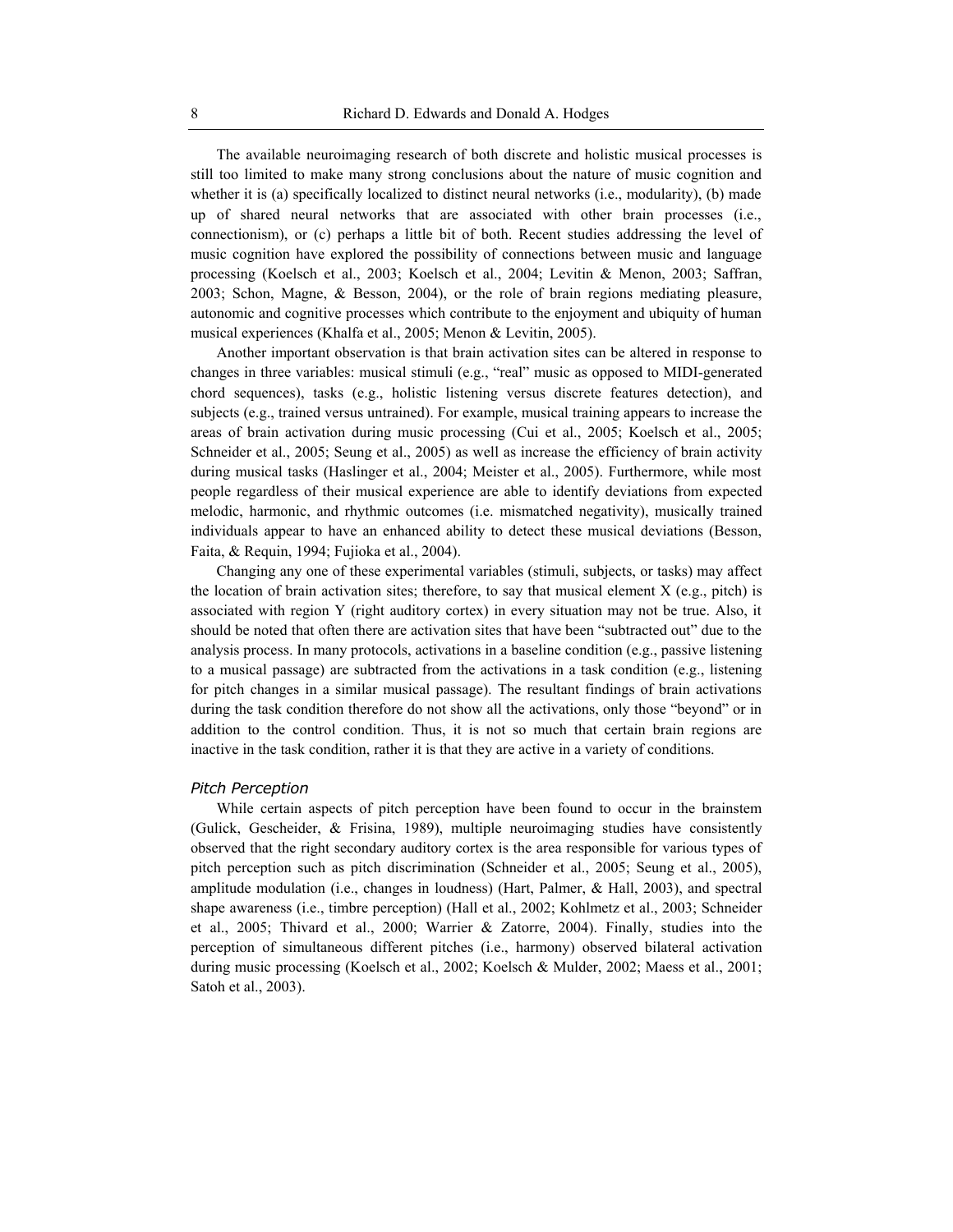The available neuroimaging research of both discrete and holistic musical processes is still too limited to make many strong conclusions about the nature of music cognition and whether it is (a) specifically localized to distinct neural networks (i.e., modularity), (b) made up of shared neural networks that are associated with other brain processes (i.e., connectionism), or (c) perhaps a little bit of both. Recent studies addressing the level of music cognition have explored the possibility of connections between music and language processing (Koelsch et al., 2003; Koelsch et al., 2004; Levitin & Menon, 2003; Saffran, 2003; Schon, Magne, & Besson, 2004), or the role of brain regions mediating pleasure, autonomic and cognitive processes which contribute to the enjoyment and ubiquity of human musical experiences (Khalfa et al., 2005; Menon & Levitin, 2005).

Another important observation is that brain activation sites can be altered in response to changes in three variables: musical stimuli (e.g., "real" music as opposed to MIDI-generated chord sequences), tasks (e.g., holistic listening versus discrete features detection), and subjects (e.g., trained versus untrained). For example, musical training appears to increase the areas of brain activation during music processing (Cui et al., 2005; Koelsch et al., 2005; Schneider et al., 2005; Seung et al., 2005) as well as increase the efficiency of brain activity during musical tasks (Haslinger et al., 2004; Meister et al., 2005). Furthermore, while most people regardless of their musical experience are able to identify deviations from expected melodic, harmonic, and rhythmic outcomes (i.e. mismatched negativity), musically trained individuals appear to have an enhanced ability to detect these musical deviations (Besson, Faita, & Requin, 1994; Fujioka et al., 2004).

Changing any one of these experimental variables (stimuli, subjects, or tasks) may affect the location of brain activation sites; therefore, to say that musical element X (e.g., pitch) is associated with region Y (right auditory cortex) in every situation may not be true. Also, it should be noted that often there are activation sites that have been "subtracted out" due to the analysis process. In many protocols, activations in a baseline condition (e.g., passive listening to a musical passage) are subtracted from the activations in a task condition (e.g., listening for pitch changes in a similar musical passage). The resultant findings of brain activations during the task condition therefore do not show all the activations, only those "beyond" or in addition to the control condition. Thus, it is not so much that certain brain regions are inactive in the task condition, rather it is that they are active in a variety of conditions.

### *Pitch Perception*

While certain aspects of pitch perception have been found to occur in the brainstem (Gulick, Gescheider, & Frisina, 1989), multiple neuroimaging studies have consistently observed that the right secondary auditory cortex is the area responsible for various types of pitch perception such as pitch discrimination (Schneider et al., 2005; Seung et al., 2005), amplitude modulation (i.e., changes in loudness) (Hart, Palmer, & Hall, 2003), and spectral shape awareness (i.e., timbre perception) (Hall et al., 2002; Kohlmetz et al., 2003; Schneider et al., 2005; Thivard et al., 2000; Warrier & Zatorre, 2004). Finally, studies into the perception of simultaneous different pitches (i.e., harmony) observed bilateral activation during music processing (Koelsch et al., 2002; Koelsch & Mulder, 2002; Maess et al., 2001; Satoh et al., 2003).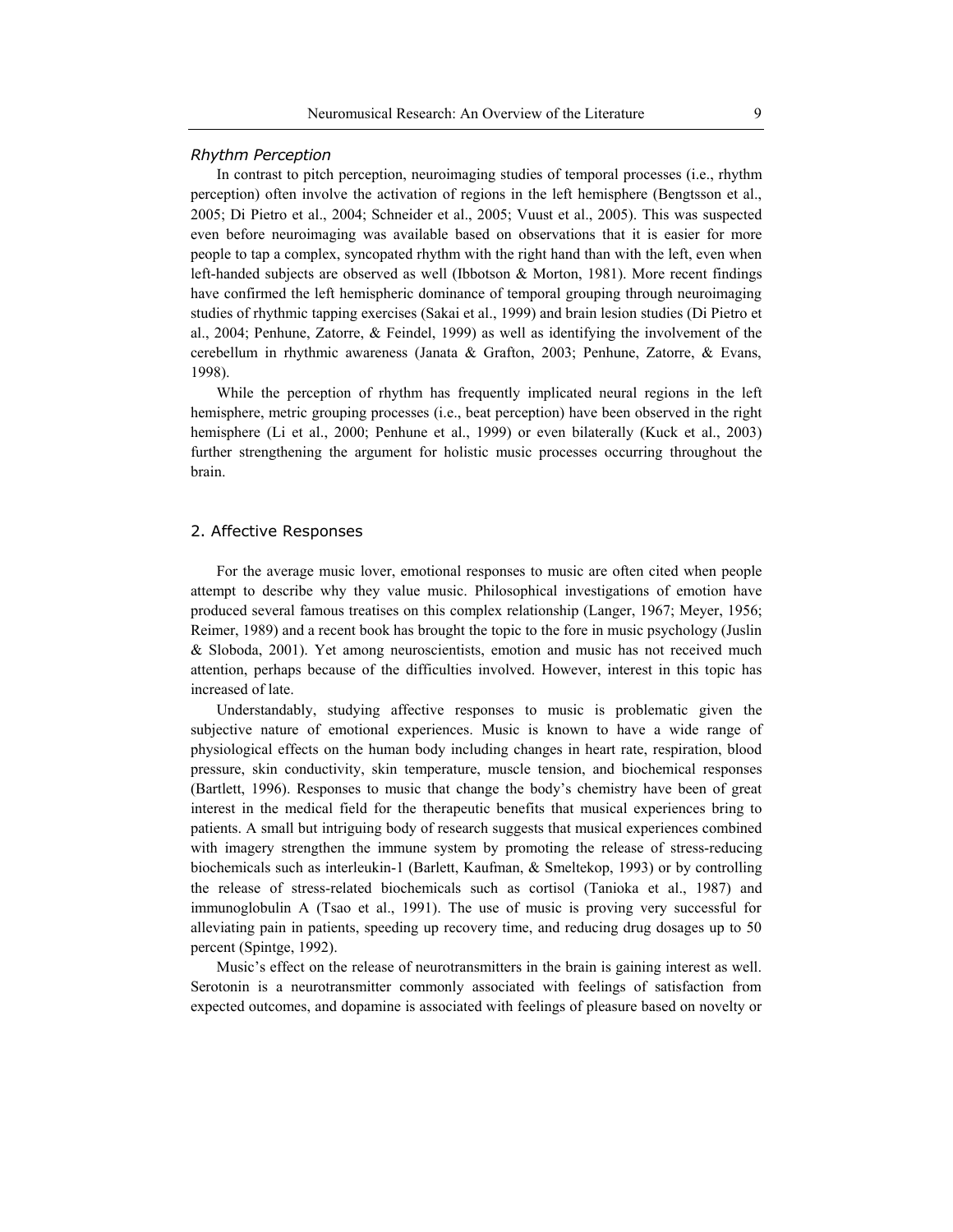### *Rhythm Perception*

In contrast to pitch perception, neuroimaging studies of temporal processes (i.e., rhythm perception) often involve the activation of regions in the left hemisphere (Bengtsson et al., 2005; Di Pietro et al., 2004; Schneider et al., 2005; Vuust et al., 2005). This was suspected even before neuroimaging was available based on observations that it is easier for more people to tap a complex, syncopated rhythm with the right hand than with the left, even when left-handed subjects are observed as well (Ibbotson & Morton, 1981). More recent findings have confirmed the left hemispheric dominance of temporal grouping through neuroimaging studies of rhythmic tapping exercises (Sakai et al., 1999) and brain lesion studies (Di Pietro et al., 2004; Penhune, Zatorre, & Feindel, 1999) as well as identifying the involvement of the cerebellum in rhythmic awareness (Janata & Grafton, 2003; Penhune, Zatorre, & Evans, 1998).

While the perception of rhythm has frequently implicated neural regions in the left hemisphere, metric grouping processes (i.e., beat perception) have been observed in the right hemisphere (Li et al., 2000; Penhune et al., 1999) or even bilaterally (Kuck et al., 2003) further strengthening the argument for holistic music processes occurring throughout the brain.

## 2. Affective Responses

For the average music lover, emotional responses to music are often cited when people attempt to describe why they value music. Philosophical investigations of emotion have produced several famous treatises on this complex relationship (Langer, 1967; Meyer, 1956; Reimer, 1989) and a recent book has brought the topic to the fore in music psychology (Juslin & Sloboda, 2001). Yet among neuroscientists, emotion and music has not received much attention, perhaps because of the difficulties involved. However, interest in this topic has increased of late.

Understandably, studying affective responses to music is problematic given the subjective nature of emotional experiences. Music is known to have a wide range of physiological effects on the human body including changes in heart rate, respiration, blood pressure, skin conductivity, skin temperature, muscle tension, and biochemical responses (Bartlett, 1996). Responses to music that change the body's chemistry have been of great interest in the medical field for the therapeutic benefits that musical experiences bring to patients. A small but intriguing body of research suggests that musical experiences combined with imagery strengthen the immune system by promoting the release of stress-reducing biochemicals such as interleukin-1 (Barlett, Kaufman, & Smeltekop, 1993) or by controlling the release of stress-related biochemicals such as cortisol (Tanioka et al., 1987) and immunoglobulin A (Tsao et al., 1991). The use of music is proving very successful for alleviating pain in patients, speeding up recovery time, and reducing drug dosages up to 50 percent (Spintge, 1992).

Music's effect on the release of neurotransmitters in the brain is gaining interest as well. Serotonin is a neurotransmitter commonly associated with feelings of satisfaction from expected outcomes, and dopamine is associated with feelings of pleasure based on novelty or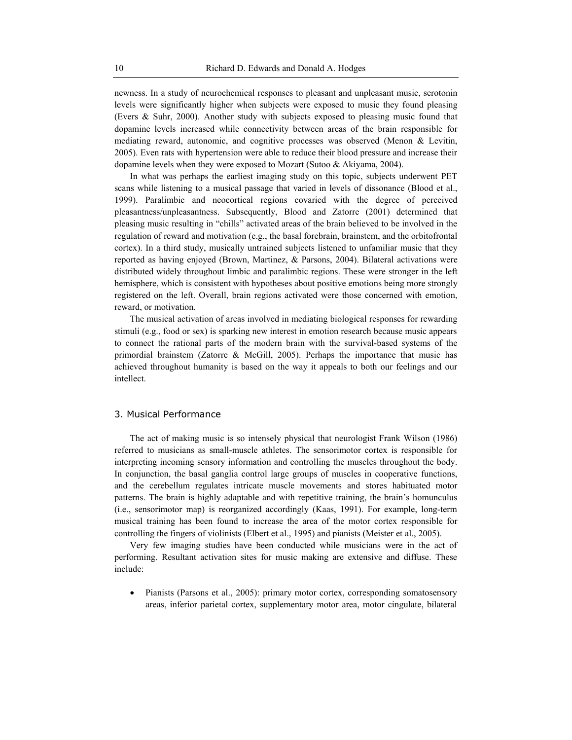newness. In a study of neurochemical responses to pleasant and unpleasant music, serotonin levels were significantly higher when subjects were exposed to music they found pleasing (Evers & Suhr, 2000). Another study with subjects exposed to pleasing music found that dopamine levels increased while connectivity between areas of the brain responsible for mediating reward, autonomic, and cognitive processes was observed (Menon & Levitin, 2005). Even rats with hypertension were able to reduce their blood pressure and increase their dopamine levels when they were exposed to Mozart (Sutoo & Akiyama, 2004).

In what was perhaps the earliest imaging study on this topic, subjects underwent PET scans while listening to a musical passage that varied in levels of dissonance (Blood et al., 1999). Paralimbic and neocortical regions covaried with the degree of perceived pleasantness/unpleasantness. Subsequently, Blood and Zatorre (2001) determined that pleasing music resulting in "chills" activated areas of the brain believed to be involved in the regulation of reward and motivation (e.g., the basal forebrain, brainstem, and the orbitofrontal cortex). In a third study, musically untrained subjects listened to unfamiliar music that they reported as having enjoyed (Brown, Martinez, & Parsons, 2004). Bilateral activations were distributed widely throughout limbic and paralimbic regions. These were stronger in the left hemisphere, which is consistent with hypotheses about positive emotions being more strongly registered on the left. Overall, brain regions activated were those concerned with emotion, reward, or motivation.

The musical activation of areas involved in mediating biological responses for rewarding stimuli (e.g., food or sex) is sparking new interest in emotion research because music appears to connect the rational parts of the modern brain with the survival-based systems of the primordial brainstem (Zatorre & McGill, 2005). Perhaps the importance that music has achieved throughout humanity is based on the way it appeals to both our feelings and our intellect.

## 3. Musical Performance

The act of making music is so intensely physical that neurologist Frank Wilson (1986) referred to musicians as small-muscle athletes. The sensorimotor cortex is responsible for interpreting incoming sensory information and controlling the muscles throughout the body. In conjunction, the basal ganglia control large groups of muscles in cooperative functions, and the cerebellum regulates intricate muscle movements and stores habituated motor patterns. The brain is highly adaptable and with repetitive training, the brain's homunculus (i.e., sensorimotor map) is reorganized accordingly (Kaas, 1991). For example, long-term musical training has been found to increase the area of the motor cortex responsible for controlling the fingers of violinists (Elbert et al., 1995) and pianists (Meister et al., 2005).

Very few imaging studies have been conducted while musicians were in the act of performing. Resultant activation sites for music making are extensive and diffuse. These include:

- Pianists (Parsons et al., 2005): primary motor cortex, corresponding somatosensory areas, inferior parietal cortex, supplementary motor area, motor cingulate, bilateral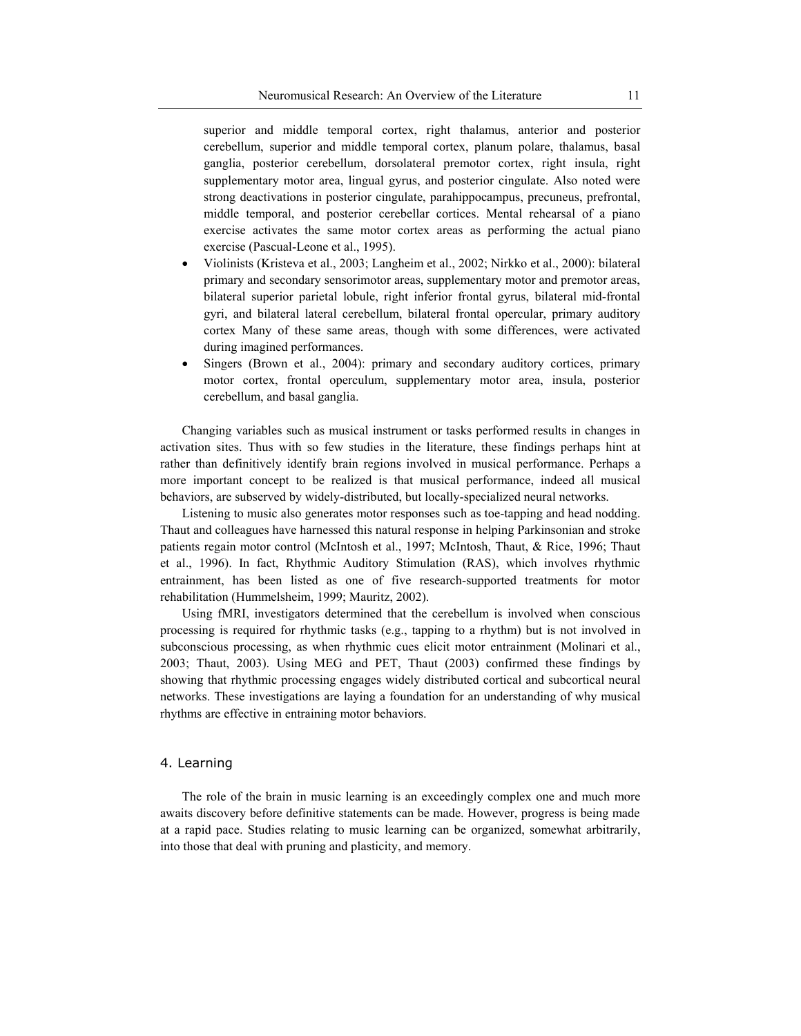superior and middle temporal cortex, right thalamus, anterior and posterior cerebellum, superior and middle temporal cortex, planum polare, thalamus, basal ganglia, posterior cerebellum, dorsolateral premotor cortex, right insula, right supplementary motor area, lingual gyrus, and posterior cingulate. Also noted were strong deactivations in posterior cingulate, parahippocampus, precuneus, prefrontal, middle temporal, and posterior cerebellar cortices. Mental rehearsal of a piano exercise activates the same motor cortex areas as performing the actual piano exercise (Pascual-Leone et al., 1995).

- Violinists (Kristeva et al., 2003; Langheim et al., 2002; Nirkko et al., 2000): bilateral primary and secondary sensorimotor areas, supplementary motor and premotor areas, bilateral superior parietal lobule, right inferior frontal gyrus, bilateral mid-frontal gyri, and bilateral lateral cerebellum, bilateral frontal opercular, primary auditory cortex Many of these same areas, though with some differences, were activated during imagined performances.
- Singers (Brown et al., 2004): primary and secondary auditory cortices, primary motor cortex, frontal operculum, supplementary motor area, insula, posterior cerebellum, and basal ganglia.

Changing variables such as musical instrument or tasks performed results in changes in activation sites. Thus with so few studies in the literature, these findings perhaps hint at rather than definitively identify brain regions involved in musical performance. Perhaps a more important concept to be realized is that musical performance, indeed all musical behaviors, are subserved by widely-distributed, but locally-specialized neural networks.

Listening to music also generates motor responses such as toe-tapping and head nodding. Thaut and colleagues have harnessed this natural response in helping Parkinsonian and stroke patients regain motor control (McIntosh et al., 1997; McIntosh, Thaut, & Rice, 1996; Thaut et al., 1996). In fact, Rhythmic Auditory Stimulation (RAS), which involves rhythmic entrainment, has been listed as one of five research-supported treatments for motor rehabilitation (Hummelsheim, 1999; Mauritz, 2002).

Using fMRI, investigators determined that the cerebellum is involved when conscious processing is required for rhythmic tasks (e.g., tapping to a rhythm) but is not involved in subconscious processing, as when rhythmic cues elicit motor entrainment (Molinari et al., 2003; Thaut, 2003). Using MEG and PET, Thaut (2003) confirmed these findings by showing that rhythmic processing engages widely distributed cortical and subcortical neural networks. These investigations are laying a foundation for an understanding of why musical rhythms are effective in entraining motor behaviors.

## 4. Learning

The role of the brain in music learning is an exceedingly complex one and much more awaits discovery before definitive statements can be made. However, progress is being made at a rapid pace. Studies relating to music learning can be organized, somewhat arbitrarily, into those that deal with pruning and plasticity, and memory.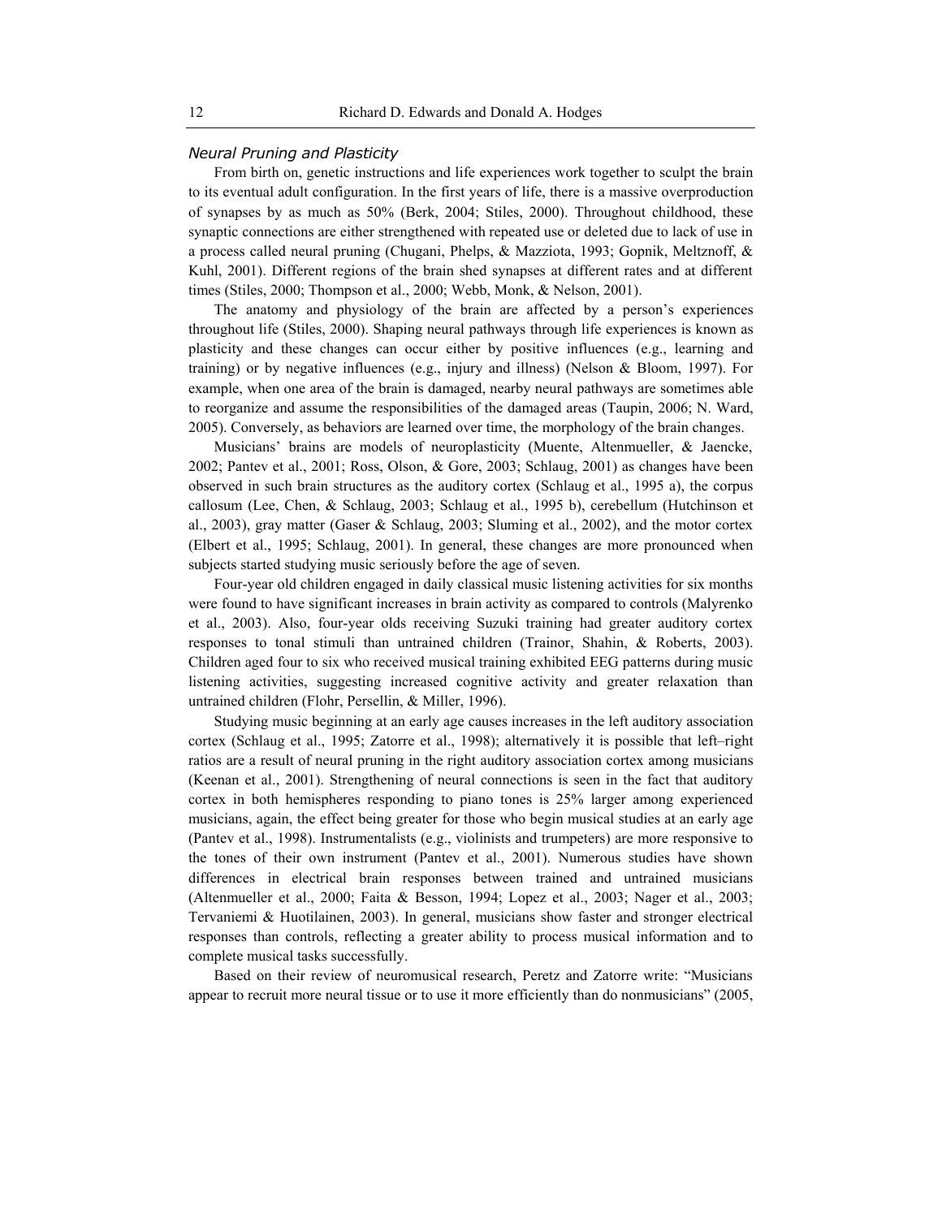### *Neural Pruning and Plasticity*

From birth on, genetic instructions and life experiences work together to sculpt the brain to its eventual adult configuration. In the first years of life, there is a massive overproduction of synapses by as much as 50% (Berk, 2004; Stiles, 2000). Throughout childhood, these synaptic connections are either strengthened with repeated use or deleted due to lack of use in a process called neural pruning (Chugani, Phelps, & Mazziota, 1993; Gopnik, Meltznoff, & Kuhl, 2001). Different regions of the brain shed synapses at different rates and at different times (Stiles, 2000; Thompson et al., 2000; Webb, Monk, & Nelson, 2001).

The anatomy and physiology of the brain are affected by a person's experiences throughout life (Stiles, 2000). Shaping neural pathways through life experiences is known as plasticity and these changes can occur either by positive influences (e.g., learning and training) or by negative influences (e.g., injury and illness) (Nelson & Bloom, 1997). For example, when one area of the brain is damaged, nearby neural pathways are sometimes able to reorganize and assume the responsibilities of the damaged areas (Taupin, 2006; N. Ward, 2005). Conversely, as behaviors are learned over time, the morphology of the brain changes.

Musicians' brains are models of neuroplasticity (Muente, Altenmueller, & Jaencke, 2002; Pantev et al., 2001; Ross, Olson, & Gore, 2003; Schlaug, 2001) as changes have been observed in such brain structures as the auditory cortex (Schlaug et al., 1995 a), the corpus callosum (Lee, Chen, & Schlaug, 2003; Schlaug et al., 1995 b), cerebellum (Hutchinson et al., 2003), gray matter (Gaser & Schlaug, 2003; Sluming et al., 2002), and the motor cortex (Elbert et al., 1995; Schlaug, 2001). In general, these changes are more pronounced when subjects started studying music seriously before the age of seven.

Four-year old children engaged in daily classical music listening activities for six months were found to have significant increases in brain activity as compared to controls (Malyrenko et al., 2003). Also, four-year olds receiving Suzuki training had greater auditory cortex responses to tonal stimuli than untrained children (Trainor, Shahin, & Roberts, 2003). Children aged four to six who received musical training exhibited EEG patterns during music listening activities, suggesting increased cognitive activity and greater relaxation than untrained children (Flohr, Persellin, & Miller, 1996).

Studying music beginning at an early age causes increases in the left auditory association cortex (Schlaug et al., 1995; Zatorre et al., 1998); alternatively it is possible that left–right ratios are a result of neural pruning in the right auditory association cortex among musicians (Keenan et al., 2001). Strengthening of neural connections is seen in the fact that auditory cortex in both hemispheres responding to piano tones is 25% larger among experienced musicians, again, the effect being greater for those who begin musical studies at an early age (Pantev et al., 1998). Instrumentalists (e.g., violinists and trumpeters) are more responsive to the tones of their own instrument (Pantev et al., 2001). Numerous studies have shown differences in electrical brain responses between trained and untrained musicians (Altenmueller et al., 2000; Faita & Besson, 1994; Lopez et al., 2003; Nager et al., 2003; Tervaniemi & Huotilainen, 2003). In general, musicians show faster and stronger electrical responses than controls, reflecting a greater ability to process musical information and to complete musical tasks successfully.

Based on their review of neuromusical research, Peretz and Zatorre write: "Musicians appear to recruit more neural tissue or to use it more efficiently than do nonmusicians" (2005,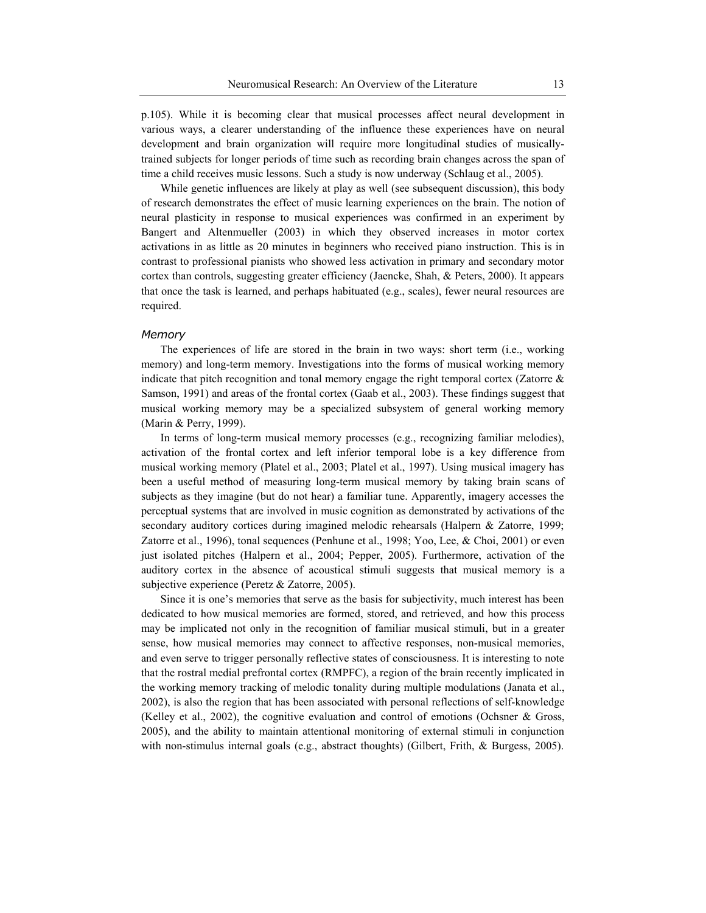p.105). While it is becoming clear that musical processes affect neural development in various ways, a clearer understanding of the influence these experiences have on neural development and brain organization will require more longitudinal studies of musically-trained subjects for longer periods of time such as recording brain changes across the span of time a child receives music lessons. Such a study is now underway (Schlaug et al., 2005).

While genetic influences are likely at play as well (see subsequent discussion), this body of research demonstrates the effect of music learning experiences on the brain. The notion of neural plasticity in response to musical experiences was confirmed in an experiment by Bangert and Altenmueller (2003) in which they observed increases in motor cortex activations in as little as 20 minutes in beginners who received piano instruction. This is in contrast to professional pianists who showed less activation in primary and secondary motor cortex than controls, suggesting greater efficiency (Jaencke, Shah, & Peters, 2000). It appears that once the task is learned, and perhaps habituated (e.g., scales), fewer neural resources are required.

### *Memory*

The experiences of life are stored in the brain in two ways: short term (i.e., working memory) and long-term memory. Investigations into the forms of musical working memory indicate that pitch recognition and tonal memory engage the right temporal cortex (Zatorre & Samson, 1991) and areas of the frontal cortex (Gaab et al., 2003). These findings suggest that musical working memory may be a specialized subsystem of general working memory (Marin & Perry, 1999).

In terms of long-term musical memory processes (e.g., recognizing familiar melodies), activation of the frontal cortex and left inferior temporal lobe is a key difference from musical working memory (Platel et al., 2003; Platel et al., 1997). Using musical imagery has been a useful method of measuring long-term musical memory by taking brain scans of subjects as they imagine (but do not hear) a familiar tune. Apparently, imagery accesses the perceptual systems that are involved in music cognition as demonstrated by activations of the secondary auditory cortices during imagined melodic rehearsals (Halpern & Zatorre, 1999; Zatorre et al., 1996), tonal sequences (Penhune et al., 1998; Yoo, Lee, & Choi, 2001) or even just isolated pitches (Halpern et al., 2004; Pepper, 2005). Furthermore, activation of the auditory cortex in the absence of acoustical stimuli suggests that musical memory is a subjective experience (Peretz & Zatorre, 2005).

Since it is one's memories that serve as the basis for subjectivity, much interest has been dedicated to how musical memories are formed, stored, and retrieved, and how this process may be implicated not only in the recognition of familiar musical stimuli, but in a greater sense, how musical memories may connect to affective responses, non-musical memories, and even serve to trigger personally reflective states of consciousness. It is interesting to note that the rostral medial prefrontal cortex (RMPFC), a region of the brain recently implicated in the working memory tracking of melodic tonality during multiple modulations (Janata et al., 2002), is also the region that has been associated with personal reflections of self-knowledge (Kelley et al., 2002), the cognitive evaluation and control of emotions (Ochsner & Gross, 2005), and the ability to maintain attentional monitoring of external stimuli in conjunction with non-stimulus internal goals (e.g., abstract thoughts) (Gilbert, Frith, & Burgess, 2005).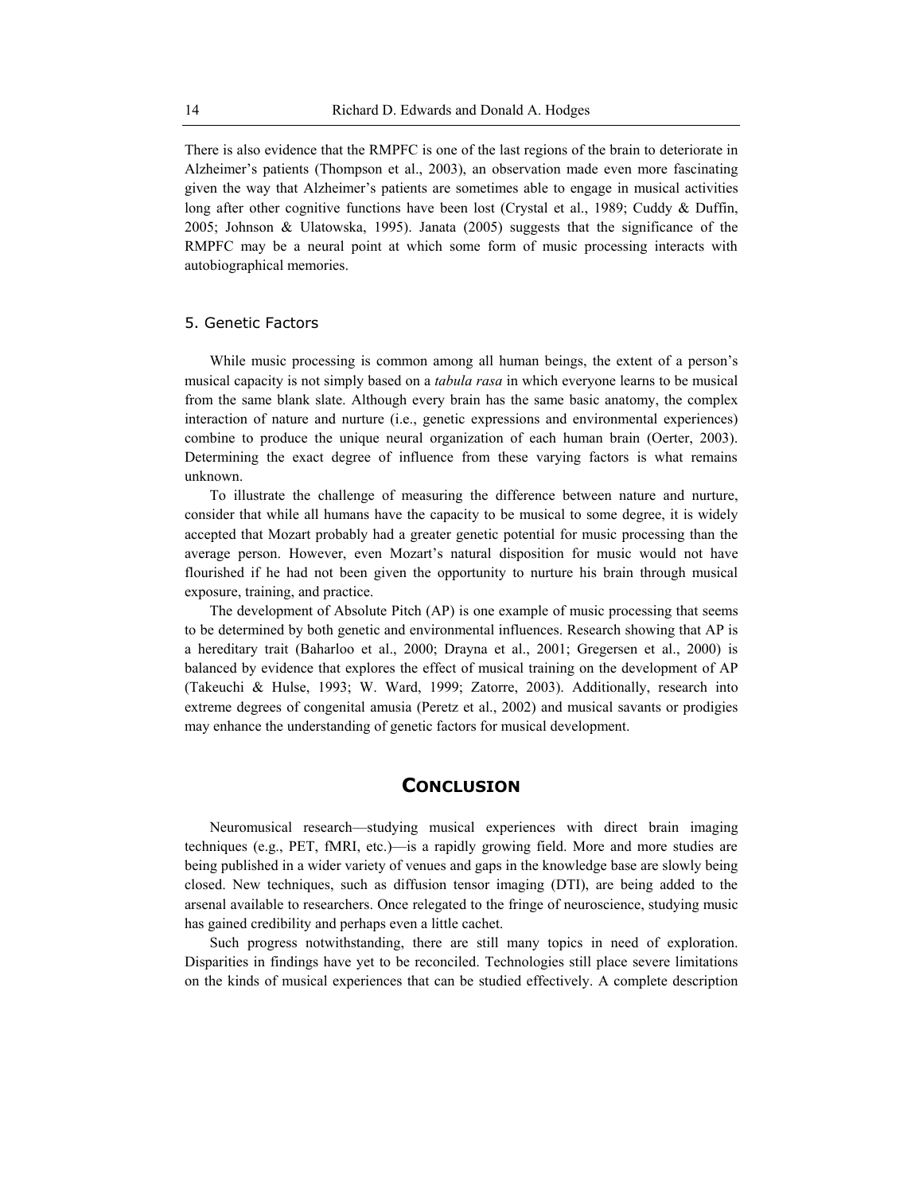There is also evidence that the RMPFC is one of the last regions of the brain to deteriorate in Alzheimer's patients (Thompson et al., 2003), an observation made even more fascinating given the way that Alzheimer's patients are sometimes able to engage in musical activities long after other cognitive functions have been lost (Crystal et al., 1989; Cuddy & Duffin, 2005; Johnson & Ulatowska, 1995). Janata (2005) suggests that the significance of the RMPFC may be a neural point at which some form of music processing interacts with autobiographical memories.

### 5. Genetic Factors

While music processing is common among all human beings, the extent of a person's musical capacity is not simply based on a *tabula rasa* in which everyone learns to be musical from the same blank slate. Although every brain has the same basic anatomy, the complex interaction of nature and nurture (i.e., genetic expressions and environmental experiences) combine to produce the unique neural organization of each human brain (Oerter, 2003). Determining the exact degree of influence from these varying factors is what remains unknown.

To illustrate the challenge of measuring the difference between nature and nurture, consider that while all humans have the capacity to be musical to some degree, it is widely accepted that Mozart probably had a greater genetic potential for music processing than the average person. However, even Mozart's natural disposition for music would not have flourished if he had not been given the opportunity to nurture his brain through musical exposure, training, and practice.

The development of Absolute Pitch (AP) is one example of music processing that seems to be determined by both genetic and environmental influences. Research showing that AP is a hereditary trait (Baharloo et al., 2000; Drayna et al., 2001; Gregersen et al., 2000) is balanced by evidence that explores the effect of musical training on the development of AP (Takeuchi & Hulse, 1993; W. Ward, 1999; Zatorre, 2003). Additionally, research into extreme degrees of congenital amusia (Peretz et al., 2002) and musical savants or prodigies may enhance the understanding of genetic factors for musical development.

## Conclusion

Neuromusical research—studying musical experiences with direct brain imaging techniques (e.g., PET, fMRI, etc.)—is a rapidly growing field. More and more studies are being published in a wider variety of venues and gaps in the knowledge base are slowly being closed. New techniques, such as diffusion tensor imaging (DTI), are being added to the arsenal available to researchers. Once relegated to the fringe of neuroscience, studying music has gained credibility and perhaps even a little cachet.

Such progress notwithstanding, there are still many topics in need of exploration. Disparities in findings have yet to be reconciled. Technologies still place severe limitations on the kinds of musical experiences that can be studied effectively. A complete description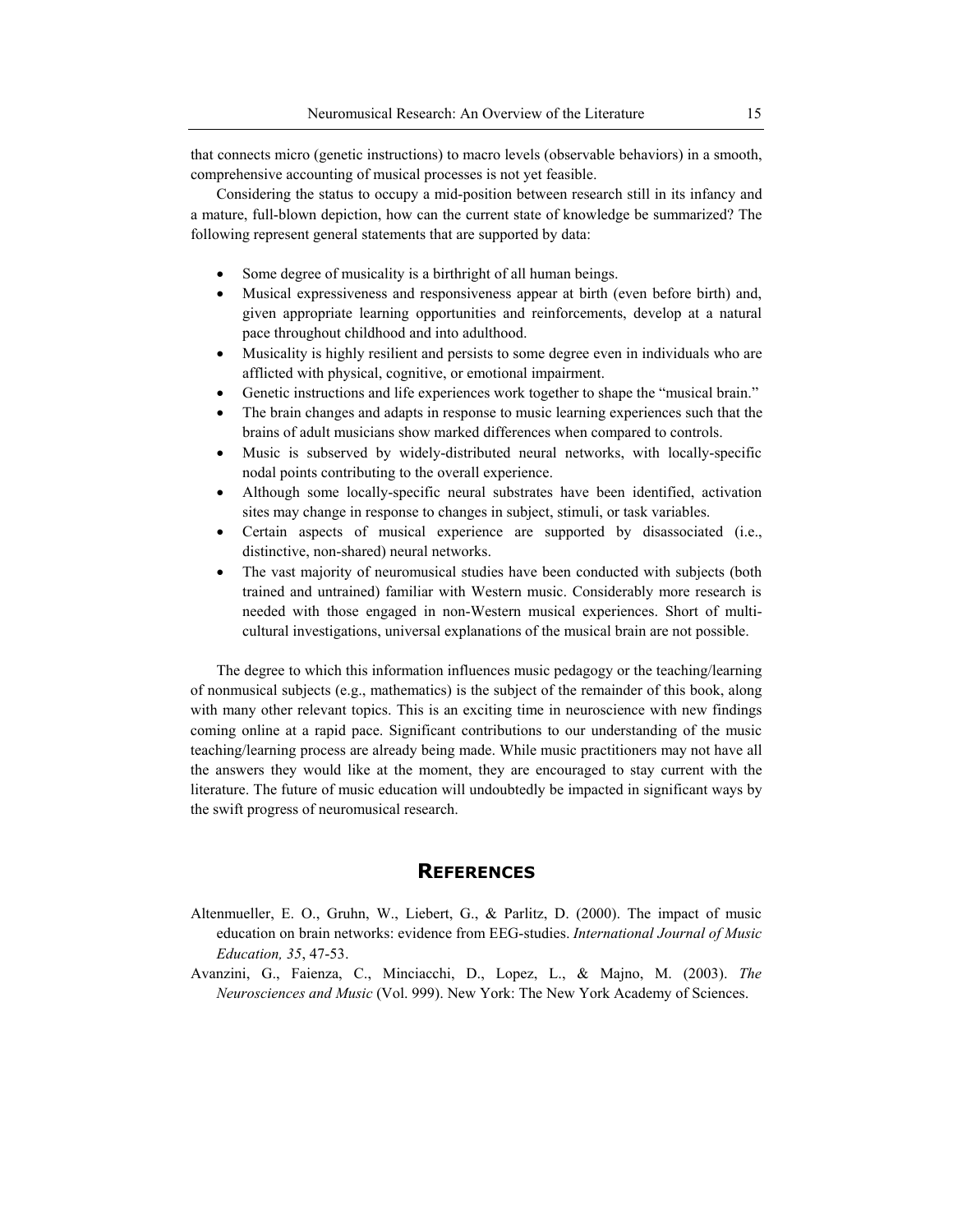that connects micro (genetic instructions) to macro levels (observable behaviors) in a smooth, comprehensive accounting of musical processes is not yet feasible.

Considering the status to occupy a mid-position between research still in its infancy and a mature, full-blown depiction, how can the current state of knowledge be summarized? The following represent general statements that are supported by data:

- Some degree of musicality is a birthright of all human beings.
- Musical expressiveness and responsiveness appear at birth (even before birth) and, given appropriate learning opportunities and reinforcements, develop at a natural pace throughout childhood and into adulthood.
- Musicality is highly resilient and persists to some degree even in individuals who are afflicted with physical, cognitive, or emotional impairment.
- Genetic instructions and life experiences work together to shape the "musical brain."
- The brain changes and adapts in response to music learning experiences such that the brains of adult musicians show marked differences when compared to controls.
- Music is subserved by widely-distributed neural networks, with locally-specific nodal points contributing to the overall experience.
- Although some locally-specific neural substrates have been identified, activation sites may change in response to changes in subject, stimuli, or task variables.
- Certain aspects of musical experience are supported by disassociated (i.e., distinctive, non-shared) neural networks.
- The vast majority of neuromusical studies have been conducted with subjects (both trained and untrained) familiar with Western music. Considerably more research is needed with those engaged in non-Western musical experiences. Short of multi-cultural investigations, universal explanations of the musical brain are not possible.

The degree to which this information influences music pedagogy or the teaching/learning of nonmusical subjects (e.g., mathematics) is the subject of the remainder of this book, along with many other relevant topics. This is an exciting time in neuroscience with new findings coming online at a rapid pace. Significant contributions to our understanding of the music teaching/learning process are already being made. While music practitioners may not have all the answers they would like at the moment, they are encouraged to stay current with the literature. The future of music education will undoubtedly be impacted in significant ways by the swift progress of neuromusical research.

## REFERENCES

Altenmueller, E. O., Gruhn, W., Liebert, G., & Parlitz, D. (2000). The impact of music education on brain networks: evidence from EEG-studies. *International Journal of Music Education, 35*, 47-53.

Avanzini, G., Faienza, C., Minciacchi, D., Lopez, L., & Majno, M. (2003). *The Neurosciences and Music* (Vol. 999). New York: The New York Academy of Sciences.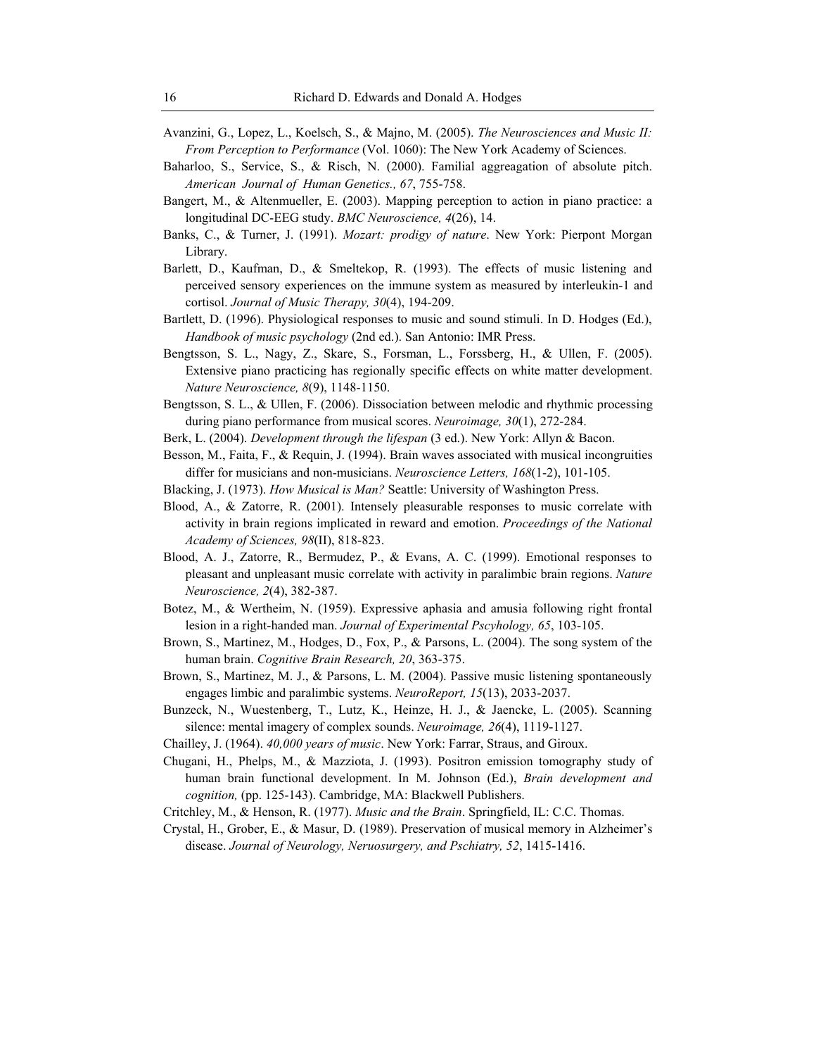Avanzini, G., Lopez, L., Koelsch, S., & Majno, M. (2005). *The Neurosciences and Music II: From Perception to Performance* (Vol. 1060): The New York Academy of Sciences.

Baharloo, S., Service, S., & Risch, N. (2000). Familial aggreagation of absolute pitch. *American Journal of Human Genetics., 67*, 755-758.

Bangert, M., & Altenmueller, E. (2003). Mapping perception to action in piano practice: a longitudinal DC-EEG study. *BMC Neuroscience, 4*(26), 14.

Banks, C., & Turner, J. (1991). *Mozart: prodigy of nature*. New York: Pierpont Morgan Library.

Barlett, D., Kaufman, D., & Smeltekop, R. (1993). The effects of music listening and perceived sensory experiences on the immune system as measured by interleukin-1 and cortisol. *Journal of Music Therapy, 30*(4), 194-209.

Bartlett, D. (1996). Physiological responses to music and sound stimuli. In D. Hodges (Ed.), *Handbook of music psychology* (2nd ed.). San Antonio: IMR Press.

Bengtsson, S. L., Nagy, Z., Skare, S., Forsman, L., Forssberg, H., & Ullen, F. (2005). Extensive piano practicing has regionally specific effects on white matter development. *Nature Neuroscience, 8*(9), 1148-1150.

Bengtsson, S. L., & Ullen, F. (2006). Dissociation between melodic and rhythmic processing during piano performance from musical scores. *Neuroimage, 30*(1), 272-284.

Berk, L. (2004). *Development through the lifespan* (3 ed.). New York: Allyn & Bacon.

Besson, M., Faita, F., & Requin, J. (1994). Brain waves associated with musical incongruities differ for musicians and non-musicians. *Neuroscience Letters, 168*(1-2), 101-105.

Blacking, J. (1973). *How Musical is Man?* Seattle: University of Washington Press.

Blood, A., & Zatorre, R. (2001). Intensely pleasurable responses to music correlate with activity in brain regions implicated in reward and emotion. *Proceedings of the National Academy of Sciences, 98*(II), 818-823.

Blood, A. J., Zatorre, R., Bermudez, P., & Evans, A. C. (1999). Emotional responses to pleasant and unpleasant music correlate with activity in paralimbic brain regions. *Nature Neuroscience, 2*(4), 382-387.

Botez, M., & Wertheim, N. (1959). Expressive aphasia and amusia following right frontal lesion in a right-handed man. *Journal of Experimental Pscyhology, 65*, 103-105.

Brown, S., Martinez, M., Hodges, D., Fox, P., & Parsons, L. (2004). The song system of the human brain. *Cognitive Brain Research, 20*, 363-375.

Brown, S., Martinez, M. J., & Parsons, L. M. (2004). Passive music listening spontaneously engages limbic and paralimbic systems. *NeuroReport, 15*(13), 2033-2037.

Bunzeck, N., Wuestenberg, T., Lutz, K., Heinze, H. J., & Jaencke, L. (2005). Scanning silence: mental imagery of complex sounds. *Neuroimage, 26*(4), 1119-1127.

Chailley, J. (1964). *40,000 years of music*. New York: Farrar, Straus, and Giroux.

Chugani, H., Phelps, M., & Mazziota, J. (1993). Positron emission tomography study of human brain functional development. In M. Johnson (Ed.), *Brain development and cognition,* (pp. 125-143). Cambridge, MA: Blackwell Publishers.

Critchley, M., & Henson, R. (1977). *Music and the Brain*. Springfield, IL: C.C. Thomas.

Crystal, H., Grober, E., & Masur, D. (1989). Preservation of musical memory in Alzheimer's disease. *Journal of Neurology, Neruosurgery, and Pschiatry, 52*, 1415-1416.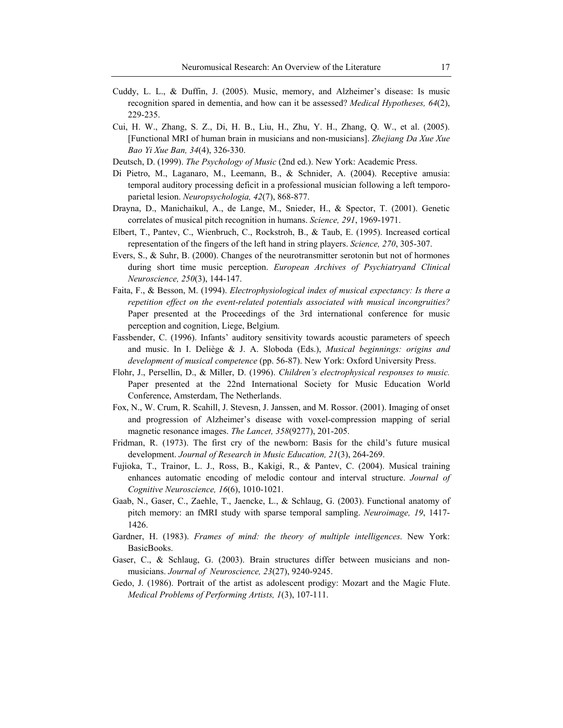Cuddy, L. L., & Duffin, J. (2005). Music, memory, and Alzheimer's disease: Is music recognition spared in dementia, and how can it be assessed? *Medical Hypotheses, 64*(2), 229-235.

Cui, H. W., Zhang, S. Z., Di, H. B., Liu, H., Zhu, Y. H., Zhang, Q. W., et al. (2005). [Functional MRI of human brain in musicians and non-musicians]. *Zhejiang Da Xue Xue Bao Yi Xue Ban, 34*(4), 326-330.

Deutsch, D. (1999). *The Psychology of Music* (2nd ed.). New York: Academic Press.

Di Pietro, M., Laganaro, M., Leemann, B., & Schnider, A. (2004). Receptive amusia: temporal auditory processing deficit in a professional musician following a left temporo-parietal lesion. *Neuropsychologia, 42*(7), 868-877.

Drayna, D., Manichaikul, A., de Lange, M., Snieder, H., & Spector, T. (2001). Genetic correlates of musical pitch recognition in humans. *Science, 291*, 1969-1971.

Elbert, T., Pantev, C., Wienbruch, C., Rockstroh, B., & Taub, E. (1995). Increased cortical representation of the fingers of the left hand in string players. *Science, 270*, 305-307.

Evers, S., & Suhr, B. (2000). Changes of the neurotransmitter serotonin but not of hormones during short time music perception. *European Archives of Psychiatryand Clinical Neuroscience, 250*(3), 144-147.

Faita, F., & Besson, M. (1994). *Electrophysiological index of musical expectancy: Is there a repetition effect on the event-related potentials associated with musical incongruities?* Paper presented at the Proceedings of the 3rd international conference for music perception and cognition, Liege, Belgium.

Fassbender, C. (1996). Infants' auditory sensitivity towards acoustic parameters of speech and music. In I. Deliège & J. A. Sloboda (Eds.), *Musical beginnings: origins and development of musical competence* (pp. 56-87). New York: Oxford University Press.

Flohr, J., Persellin, D., & Miller, D. (1996). *Children's electrophysical responses to music.* Paper presented at the 22nd International Society for Music Education World Conference, Amsterdam, The Netherlands.

Fox, N., W. Crum, R. Scahill, J. Stevesn, J. Janssen, and M. Rossor. (2001). Imaging of onset and progression of Alzheimer's disease with voxel-compression mapping of serial magnetic resonance images. *The Lancet, 358*(9277), 201-205.

Fridman, R. (1973). The first cry of the newborn: Basis for the child's future musical development. *Journal of Research in Music Education, 21*(3), 264-269.

Fujioka, T., Trainor, L. J., Ross, B., Kakigi, R., & Pantev, C. (2004). Musical training enhances automatic encoding of melodic contour and interval structure. *Journal of Cognitive Neuroscience, 16*(6), 1010-1021.

Gaab, N., Gaser, C., Zaehle, T., Jaencke, L., & Schlaug, G. (2003). Functional anatomy of pitch memory: an fMRI study with sparse temporal sampling. *Neuroimage, 19*, 1417-1426.

Gardner, H. (1983). *Frames of mind: the theory of multiple intelligences*. New York: BasicBooks.

Gaser, C., & Schlaug, G. (2003). Brain structures differ between musicians and non-musicians. *Journal of Neuroscience, 23*(27), 9240-9245.

Gedo, J. (1986). Portrait of the artist as adolescent prodigy: Mozart and the Magic Flute. *Medical Problems of Performing Artists, 1*(3), 107-111.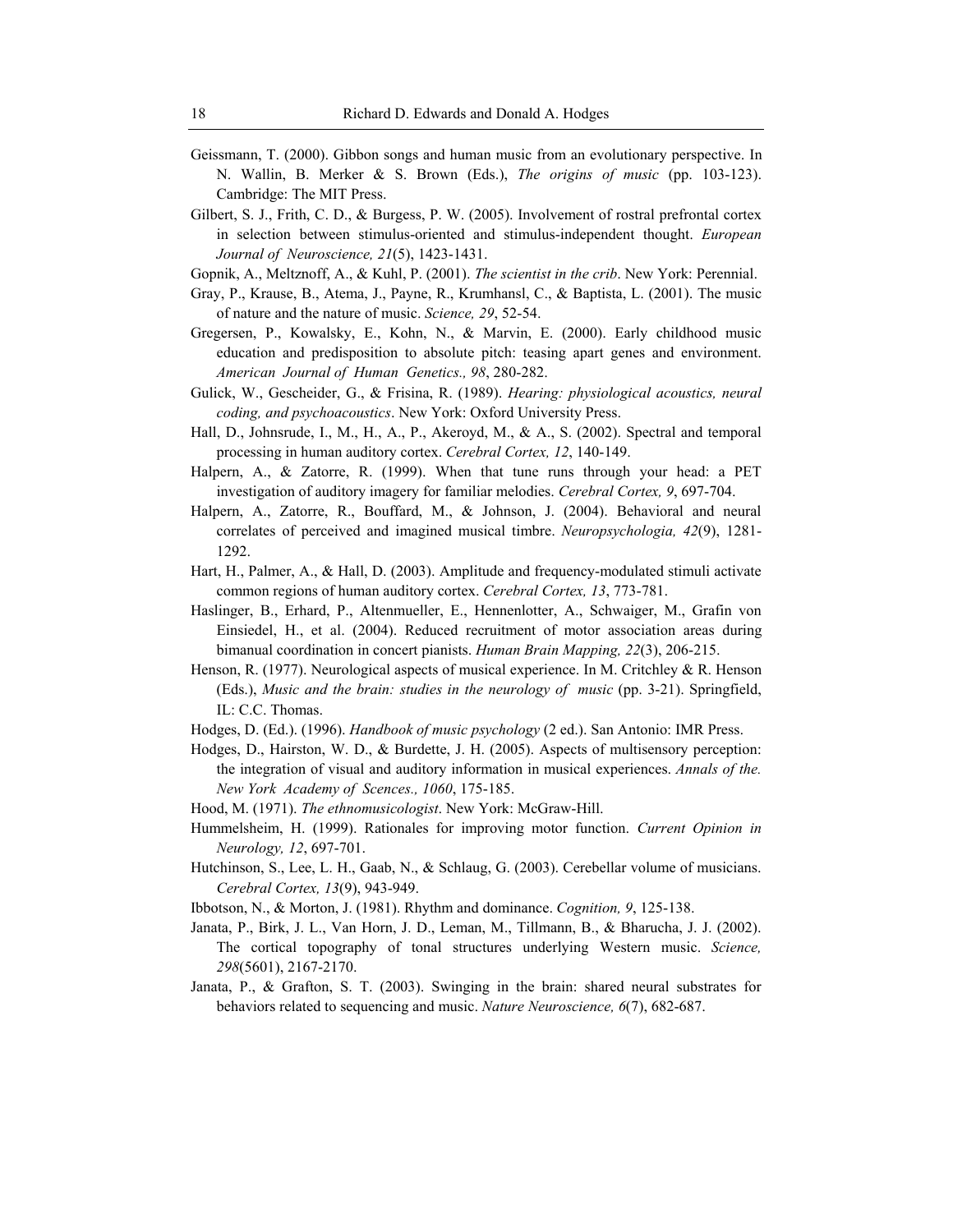Geissmann, T. (2000). Gibbon songs and human music from an evolutionary perspective. In N. Wallin, B. Merker & S. Brown (Eds.), *The origins of music* (pp. 103-123). Cambridge: The MIT Press.

Gilbert, S. J., Frith, C. D., & Burgess, P. W. (2005). Involvement of rostral prefrontal cortex in selection between stimulus-oriented and stimulus-independent thought. *European Journal of Neuroscience, 21*(5), 1423-1431.

Gopnik, A., Meltznoff, A., & Kuhl, P. (2001). *The scientist in the crib*. New York: Perennial.

Gray, P., Krause, B., Atema, J., Payne, R., Krumhansl, C., & Baptista, L. (2001). The music of nature and the nature of music. *Science, 29*, 52-54.

Gregersen, P., Kowalsky, E., Kohn, N., & Marvin, E. (2000). Early childhood music education and predisposition to absolute pitch: teasing apart genes and environment. *American Journal of Human Genetics., 98*, 280-282.

Gulick, W., Gescheider, G., & Frisina, R. (1989). *Hearing: physiological acoustics, neural coding, and psychoacoustics*. New York: Oxford University Press.

Hall, D., Johnsrude, I., M., H., A., P., Akeroyd, M., & A., S. (2002). Spectral and temporal processing in human auditory cortex. *Cerebral Cortex, 12*, 140-149.

Halpern, A., & Zatorre, R. (1999). When that tune runs through your head: a PET investigation of auditory imagery for familiar melodies. *Cerebral Cortex, 9*, 697-704.

Halpern, A., Zatorre, R., Bouffard, M., & Johnson, J. (2004). Behavioral and neural correlates of perceived and imagined musical timbre. *Neuropsychologia, 42*(9), 1281-1292.

Hart, H., Palmer, A., & Hall, D. (2003). Amplitude and frequency-modulated stimuli activate common regions of human auditory cortex. *Cerebral Cortex, 13*, 773-781.

Haslinger, B., Erhard, P., Altenmueller, E., Hennenlotter, A., Schwaiger, M., Grafin von Einsiedel, H., et al. (2004). Reduced recruitment of motor association areas during bimanual coordination in concert pianists. *Human Brain Mapping, 22*(3), 206-215.

Henson, R. (1977). Neurological aspects of musical experience. In M. Critchley & R. Henson (Eds.), *Music and the brain: studies in the neurology of music* (pp. 3-21). Springfield, IL: C.C. Thomas.

Hodges, D. (Ed.). (1996). *Handbook of music psychology* (2 ed.). San Antonio: IMR Press.

Hodges, D., Hairston, W. D., & Burdette, J. H. (2005). Aspects of multisensory perception: the integration of visual and auditory information in musical experiences. *Annals of the. New York Academy of Scences., 1060*, 175-185.

Hood, M. (1971). *The ethnomusicologist*. New York: McGraw-Hill.

Hummelsheim, H. (1999). Rationales for improving motor function. *Current Opinion in Neurology, 12*, 697-701.

Hutchinson, S., Lee, L. H., Gaab, N., & Schlaug, G. (2003). Cerebellar volume of musicians. *Cerebral Cortex, 13*(9), 943-949.

Ibbotson, N., & Morton, J. (1981). Rhythm and dominance. *Cognition, 9*, 125-138.

Janata, P., Birk, J. L., Van Horn, J. D., Leman, M., Tillmann, B., & Bharucha, J. J. (2002). The cortical topography of tonal structures underlying Western music. *Science, 298*(5601), 2167-2170.

Janata, P., & Grafton, S. T. (2003). Swinging in the brain: shared neural substrates for behaviors related to sequencing and music. *Nature Neuroscience, 6*(7), 682-687.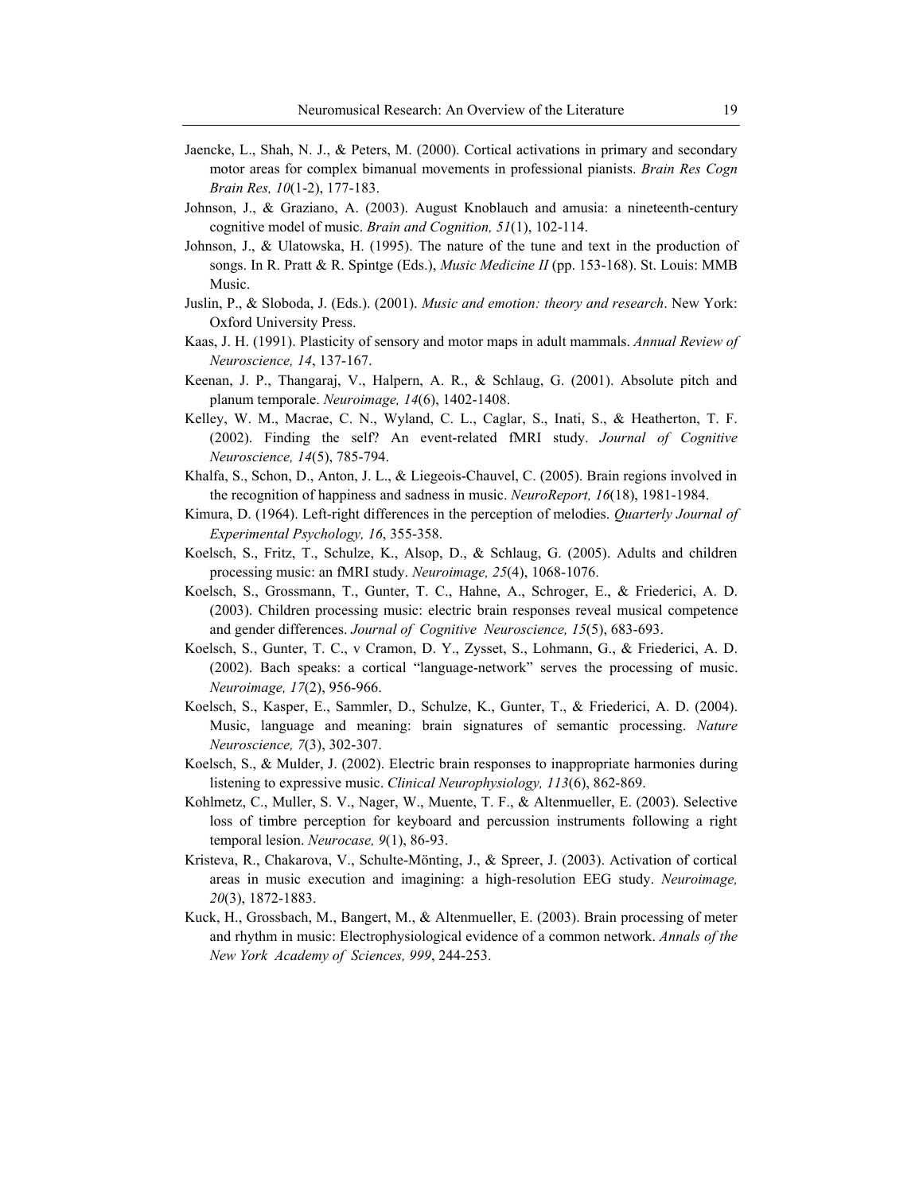Jaencke, L., Shah, N. J., & Peters, M. (2000). Cortical activations in primary and secondary motor areas for complex bimanual movements in professional pianists. *Brain Res Cogn Brain Res, 10*(1-2), 177-183.

Johnson, J., & Graziano, A. (2003). August Knoblauch and amusia: a nineteenth-century cognitive model of music. *Brain and Cognition, 51*(1), 102-114.

Johnson, J., & Ulatowska, H. (1995). The nature of the tune and text in the production of songs. In R. Pratt & R. Spintge (Eds.), *Music Medicine II* (pp. 153-168). St. Louis: MMB Music.

Juslin, P., & Sloboda, J. (Eds.). (2001). *Music and emotion: theory and research*. New York: Oxford University Press.

Kaas, J. H. (1991). Plasticity of sensory and motor maps in adult mammals. *Annual Review of Neuroscience, 14*, 137-167.

Keenan, J. P., Thangaraj, V., Halpern, A. R., & Schlaug, G. (2001). Absolute pitch and planum temporale. *Neuroimage, 14*(6), 1402-1408.

Kelley, W. M., Macrae, C. N., Wyland, C. L., Caglar, S., Inati, S., & Heatherton, T. F. (2002). Finding the self? An event-related fMRI study. *Journal of Cognitive Neuroscience, 14*(5), 785-794.

Khalfa, S., Schon, D., Anton, J. L., & Liegeois-Chauvel, C. (2005). Brain regions involved in the recognition of happiness and sadness in music. *NeuroReport, 16*(18), 1981-1984.

Kimura, D. (1964). Left-right differences in the perception of melodies. *Quarterly Journal of Experimental Psychology, 16*, 355-358.

Koelsch, S., Fritz, T., Schulze, K., Alsop, D., & Schlaug, G. (2005). Adults and children processing music: an fMRI study. *Neuroimage, 25*(4), 1068-1076.

Koelsch, S., Grossmann, T., Gunter, T. C., Hahne, A., Schroger, E., & Friederici, A. D. (2003). Children processing music: electric brain responses reveal musical competence and gender differences. *Journal of Cognitive Neuroscience, 15*(5), 683-693.

Koelsch, S., Gunter, T. C., v Cramon, D. Y., Zysset, S., Lohmann, G., & Friederici, A. D. (2002). Bach speaks: a cortical "language-network" serves the processing of music. *Neuroimage, 17*(2), 956-966.

Koelsch, S., Kasper, E., Sammler, D., Schulze, K., Gunter, T., & Friederici, A. D. (2004). Music, language and meaning: brain signatures of semantic processing. *Nature Neuroscience, 7*(3), 302-307.

Koelsch, S., & Mulder, J. (2002). Electric brain responses to inappropriate harmonies during listening to expressive music. *Clinical Neurophysiology, 113*(6), 862-869.

Kohlmetz, C., Muller, S. V., Nager, W., Muente, T. F., & Altenmueller, E. (2003). Selective loss of timbre perception for keyboard and percussion instruments following a right temporal lesion. *Neurocase, 9*(1), 86-93.

Kristeva, R., Chakarova, V., Schulte-Mönting, J., & Spreer, J. (2003). Activation of cortical areas in music execution and imagining: a high-resolution EEG study. *Neuroimage, 20*(3), 1872-1883.

Kuck, H., Grossbach, M., Bangert, M., & Altenmueller, E. (2003). Brain processing of meter and rhythm in music: Electrophysiological evidence of a common network. *Annals of the New York Academy of Sciences, 999*, 244-253.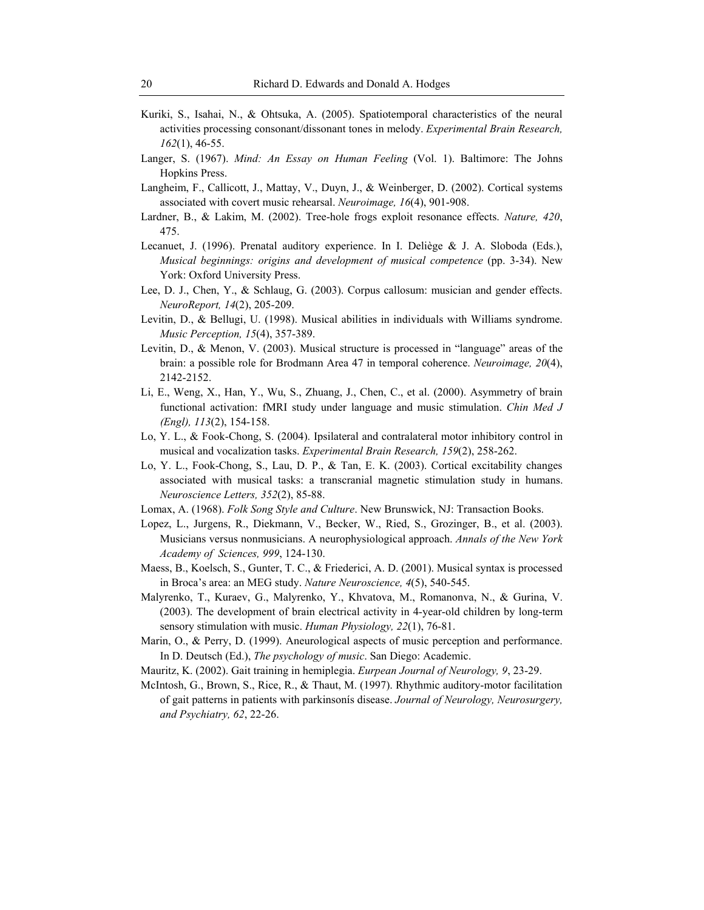Kuriki, S., Isahai, N., & Ohtsuka, A. (2005). Spatiotemporal characteristics of the neural activities processing consonant/dissonant tones in melody. *Experimental Brain Research, 162*(1), 46-55.

Langer, S. (1967). *Mind: An Essay on Human Feeling* (Vol. 1). Baltimore: The Johns Hopkins Press.

Langheim, F., Callicott, J., Mattay, V., Duyn, J., & Weinberger, D. (2002). Cortical systems associated with covert music rehearsal. *Neuroimage, 16*(4), 901-908.

Lardner, B., & Lakim, M. (2002). Tree-hole frogs exploit resonance effects. *Nature, 420*, 475.

Lecanuet, J. (1996). Prenatal auditory experience. In I. Deliège & J. A. Sloboda (Eds.), *Musical beginnings: origins and development of musical competence* (pp. 3-34). New York: Oxford University Press.

Lee, D. J., Chen, Y., & Schlaug, G. (2003). Corpus callosum: musician and gender effects. *NeuroReport, 14*(2), 205-209.

Levitin, D., & Bellugi, U. (1998). Musical abilities in individuals with Williams syndrome. *Music Perception, 15*(4), 357-389.

Levitin, D., & Menon, V. (2003). Musical structure is processed in "language" areas of the brain: a possible role for Brodmann Area 47 in temporal coherence. *Neuroimage, 20*(4), 2142-2152.

Li, E., Weng, X., Han, Y., Wu, S., Zhuang, J., Chen, C., et al. (2000). Asymmetry of brain functional activation: fMRI study under language and music stimulation. *Chin Med J (Engl), 113*(2), 154-158.

Lo, Y. L., & Fook-Chong, S. (2004). Ipsilateral and contralateral motor inhibitory control in musical and vocalization tasks. *Experimental Brain Research, 159*(2), 258-262.

Lo, Y. L., Fook-Chong, S., Lau, D. P., & Tan, E. K. (2003). Cortical excitability changes associated with musical tasks: a transcranial magnetic stimulation study in humans. *Neuroscience Letters, 352*(2), 85-88.

Lomax, A. (1968). *Folk Song Style and Culture*. New Brunswick, NJ: Transaction Books.

Lopez, L., Jurgens, R., Diekmann, V., Becker, W., Ried, S., Grozinger, B., et al. (2003). Musicians versus nonmusicians. A neurophysiological approach. *Annals of the New York Academy of Sciences, 999*, 124-130.

Maess, B., Koelsch, S., Gunter, T. C., & Friederici, A. D. (2001). Musical syntax is processed in Broca's area: an MEG study. *Nature Neuroscience, 4*(5), 540-545.

Malyrenko, T., Kuraev, G., Malyrenko, Y., Khvatova, M., Romanonva, N., & Gurina, V. (2003). The development of brain electrical activity in 4-year-old children by long-term sensory stimulation with music. *Human Physiology, 22*(1), 76-81.

Marin, O., & Perry, D. (1999). Aneurological aspects of music perception and performance. In D. Deutsch (Ed.), *The psychology of music*. San Diego: Academic.

Mauritz, K. (2002). Gait training in hemiplegia. *Eurpean Journal of Neurology, 9*, 23-29.

McIntosh, G., Brown, S., Rice, R., & Thaut, M. (1997). Rhythmic auditory-motor facilitation of gait patterns in patients with parkinsonís disease. *Journal of Neurology, Neurosurgery, and Psychiatry, 62*, 22-26.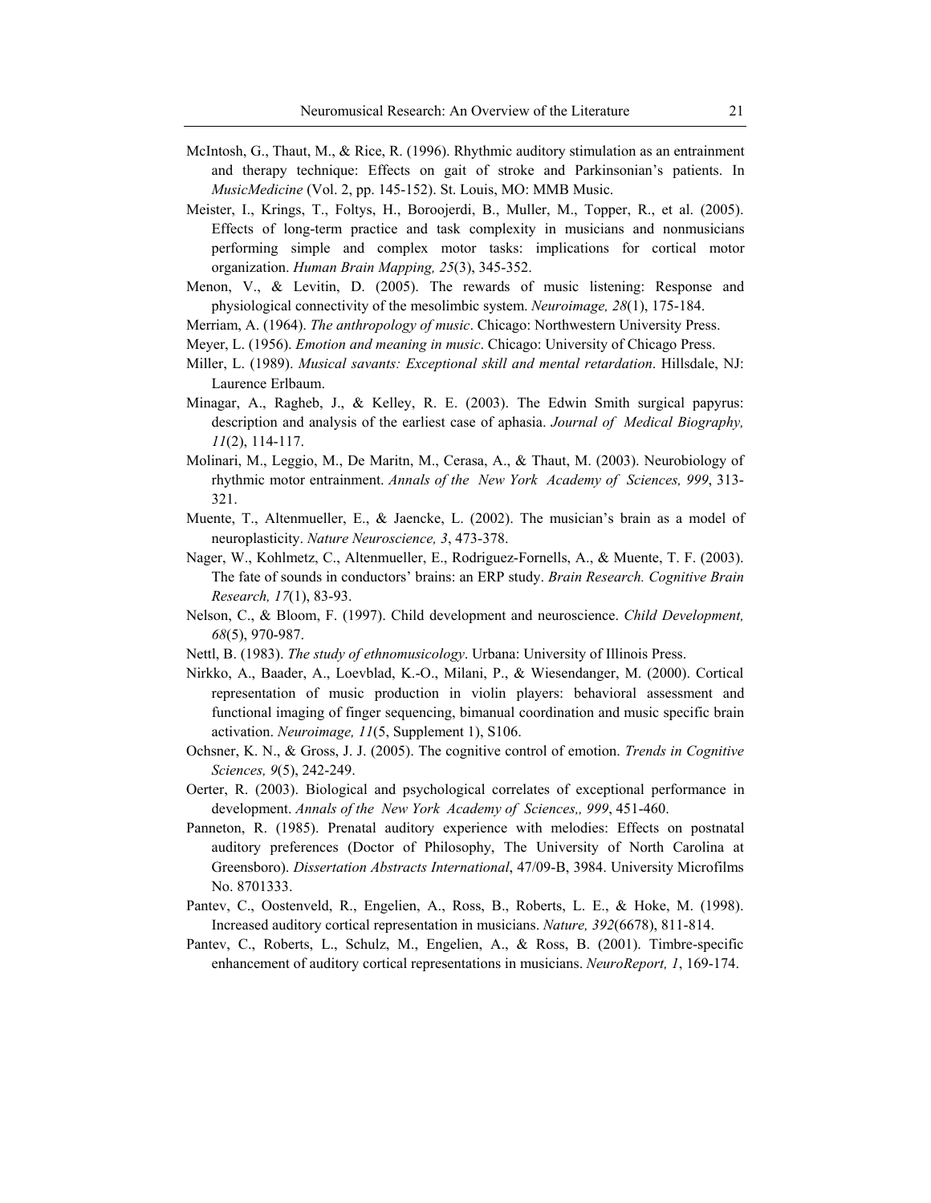McIntosh, G., Thaut, M., & Rice, R. (1996). Rhythmic auditory stimulation as an entrainment and therapy technique: Effects on gait of stroke and Parkinsonian's patients. In *MusicMedicine* (Vol. 2, pp. 145-152). St. Louis, MO: MMB Music.

Meister, I., Krings, T., Foltys, H., Boroojerdi, B., Muller, M., Topper, R., et al. (2005). Effects of long-term practice and task complexity in musicians and nonmusicians performing simple and complex motor tasks: implications for cortical motor organization. *Human Brain Mapping, 25*(3), 345-352.

Menon, V., & Levitin, D. (2005). The rewards of music listening: Response and physiological connectivity of the mesolimbic system. *Neuroimage, 28*(1), 175-184.

Merriam, A. (1964). *The anthropology of music*. Chicago: Northwestern University Press.

Meyer, L. (1956). *Emotion and meaning in music*. Chicago: University of Chicago Press.

Miller, L. (1989). *Musical savants: Exceptional skill and mental retardation*. Hillsdale, NJ: Laurence Erlbaum.

Minagar, A., Ragheb, J., & Kelley, R. E. (2003). The Edwin Smith surgical papyrus: description and analysis of the earliest case of aphasia. *Journal of Medical Biography, 11*(2), 114-117.

Molinari, M., Leggio, M., De Maritn, M., Cerasa, A., & Thaut, M. (2003). Neurobiology of rhythmic motor entrainment. *Annals of the New York Academy of Sciences, 999*, 313-321.

Muente, T., Altenmueller, E., & Jaencke, L. (2002). The musician's brain as a model of neuroplasticity. *Nature Neuroscience, 3*, 473-378.

Nager, W., Kohlmetz, C., Altenmueller, E., Rodriguez-Fornells, A., & Muente, T. F. (2003). The fate of sounds in conductors' brains: an ERP study. *Brain Research. Cognitive Brain Research, 17*(1), 83-93.

Nelson, C., & Bloom, F. (1997). Child development and neuroscience. *Child Development, 68*(5), 970-987.

Nettl, B. (1983). *The study of ethnomusicology*. Urbana: University of Illinois Press.

Nirkko, A., Baader, A., Loevblad, K.-O., Milani, P., & Wiesendanger, M. (2000). Cortical representation of music production in violin players: behavioral assessment and functional imaging of finger sequencing, bimanual coordination and music specific brain activation. *Neuroimage, 11*(5, Supplement 1), S106.

Ochsner, K. N., & Gross, J. J. (2005). The cognitive control of emotion. *Trends in Cognitive Sciences, 9*(5), 242-249.

Oerter, R. (2003). Biological and psychological correlates of exceptional performance in development. *Annals of the New York Academy of Sciences,, 999*, 451-460.

Panneton, R. (1985). Prenatal auditory experience with melodies: Effects on postnatal auditory preferences (Doctor of Philosophy, The University of North Carolina at Greensboro). *Dissertation Abstracts International*, 47/09-B, 3984. University Microfilms No. 8701333.

Pantev, C., Oostenveld, R., Engelien, A., Ross, B., Roberts, L. E., & Hoke, M. (1998). Increased auditory cortical representation in musicians. *Nature, 392*(6678), 811-814.

Pantev, C., Roberts, L., Schulz, M., Engelien, A., & Ross, B. (2001). Timbre-specific enhancement of auditory cortical representations in musicians. *NeuroReport, 1*, 169-174.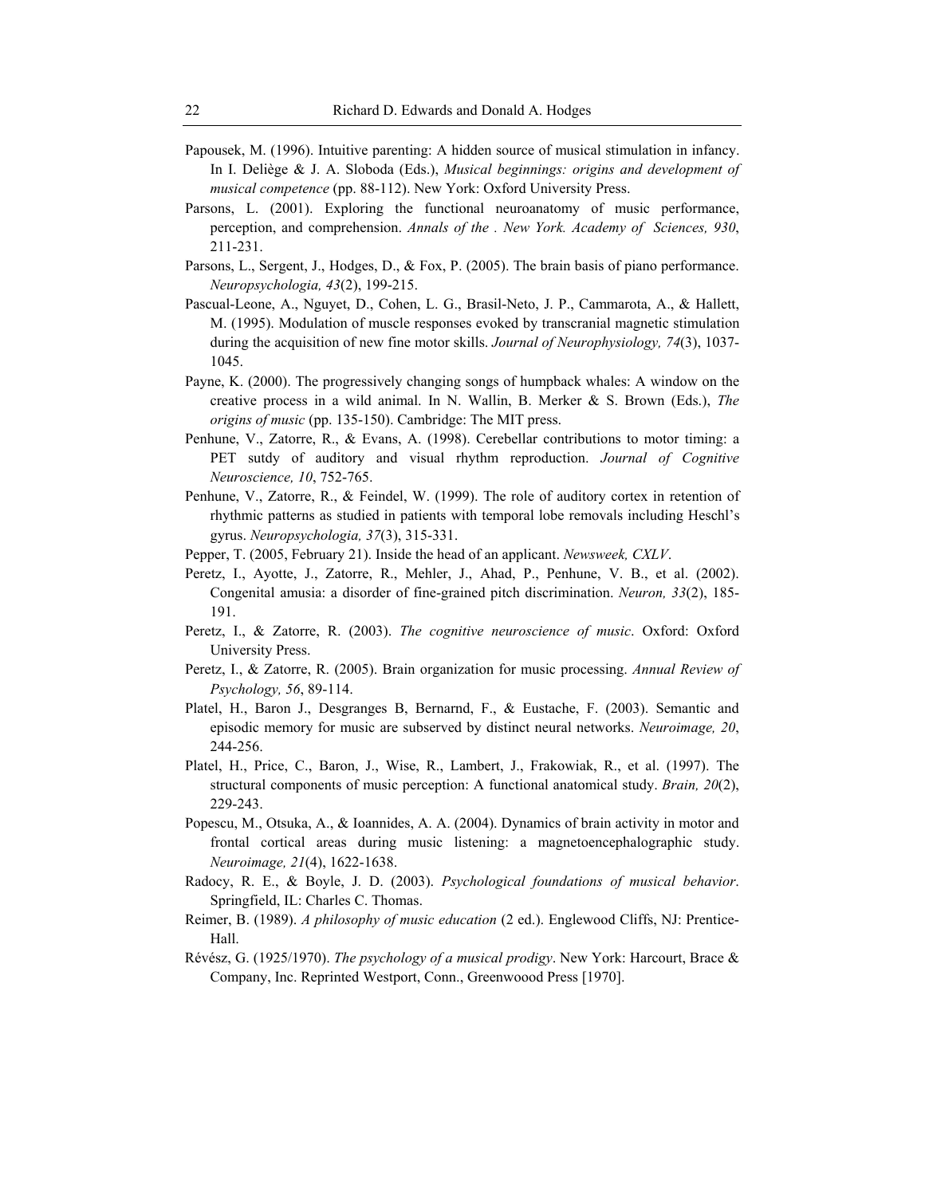Papousek, M. (1996). Intuitive parenting: A hidden source of musical stimulation in infancy. In I. Deliège & J. A. Sloboda (Eds.), *Musical beginnings: origins and development of musical competence* (pp. 88-112). New York: Oxford University Press.

Parsons, L. (2001). Exploring the functional neuroanatomy of music performance, perception, and comprehension. *Annals of the . New York. Academy of Sciences, 930*, 211-231.

Parsons, L., Sergent, J., Hodges, D., & Fox, P. (2005). The brain basis of piano performance. *Neuropsychologia, 43*(2), 199-215.

Pascual-Leone, A., Nguyet, D., Cohen, L. G., Brasil-Neto, J. P., Cammarota, A., & Hallett, M. (1995). Modulation of muscle responses evoked by transcranial magnetic stimulation during the acquisition of new fine motor skills. *Journal of Neurophysiology, 74*(3), 1037-1045.

Payne, K. (2000). The progressively changing songs of humpback whales: A window on the creative process in a wild animal. In N. Wallin, B. Merker & S. Brown (Eds.), *The origins of music* (pp. 135-150). Cambridge: The MIT press.

Penhune, V., Zatorre, R., & Evans, A. (1998). Cerebellar contributions to motor timing: a PET sutdy of auditory and visual rhythm reproduction. *Journal of Cognitive Neuroscience, 10*, 752-765.

Penhune, V., Zatorre, R., & Feindel, W. (1999). The role of auditory cortex in retention of rhythmic patterns as studied in patients with temporal lobe removals including Heschl's gyrus. *Neuropsychologia, 37*(3), 315-331.

Pepper, T. (2005, February 21). Inside the head of an applicant. *Newsweek, CXLV*.

Peretz, I., Ayotte, J., Zatorre, R., Mehler, J., Ahad, P., Penhune, V. B., et al. (2002). Congenital amusia: a disorder of fine-grained pitch discrimination. *Neuron, 33*(2), 185-191.

Peretz, I., & Zatorre, R. (2003). *The cognitive neuroscience of music*. Oxford: Oxford University Press.

Peretz, I., & Zatorre, R. (2005). Brain organization for music processing. *Annual Review of Psychology, 56*, 89-114.

Platel, H., Baron J., Desgranges B, Bernarnd, F., & Eustache, F. (2003). Semantic and episodic memory for music are subserved by distinct neural networks. *Neuroimage, 20*, 244-256.

Platel, H., Price, C., Baron, J., Wise, R., Lambert, J., Frakowiak, R., et al. (1997). The structural components of music perception: A functional anatomical study. *Brain, 20*(2), 229-243.

Popescu, M., Otsuka, A., & Ioannides, A. A. (2004). Dynamics of brain activity in motor and frontal cortical areas during music listening: a magnetoencephalographic study. *Neuroimage, 21*(4), 1622-1638.

Radocy, R. E., & Boyle, J. D. (2003). *Psychological foundations of musical behavior*. Springfield, IL: Charles C. Thomas.

Reimer, B. (1989). *A philosophy of music education* (2 ed.). Englewood Cliffs, NJ: Prentice-Hall.

Révész, G. (1925/1970). *The psychology of a musical prodigy*. New York: Harcourt, Brace & Company, Inc. Reprinted Westport, Conn., Greenwoood Press [1970].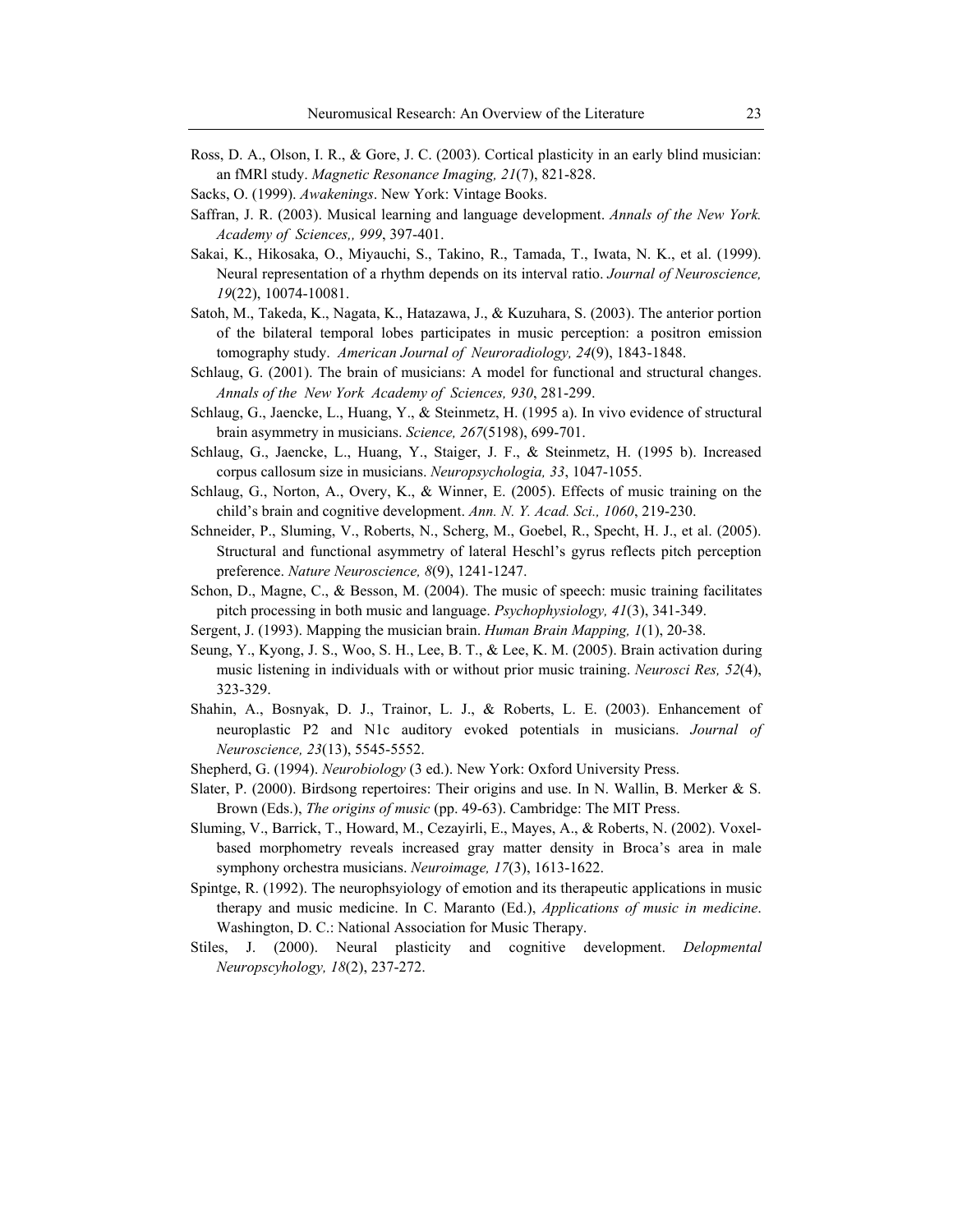Ross, D. A., Olson, I. R., & Gore, J. C. (2003). Cortical plasticity in an early blind musician: an fMRl study. *Magnetic Resonance Imaging, 21*(7), 821-828.

Sacks, O. (1999). *Awakenings*. New York: Vintage Books.

Saffran, J. R. (2003). Musical learning and language development. *Annals of the New York. Academy of Sciences,, 999*, 397-401.

Sakai, K., Hikosaka, O., Miyauchi, S., Takino, R., Tamada, T., Iwata, N. K., et al. (1999). Neural representation of a rhythm depends on its interval ratio. *Journal of Neuroscience, 19*(22), 10074-10081.

Satoh, M., Takeda, K., Nagata, K., Hatazawa, J., & Kuzuhara, S. (2003). The anterior portion of the bilateral temporal lobes participates in music perception: a positron emission tomography study. *American Journal of Neuroradiology, 24*(9), 1843-1848.

Schlaug, G. (2001). The brain of musicians: A model for functional and structural changes. *Annals of the New York Academy of Sciences, 930*, 281-299.

Schlaug, G., Jaencke, L., Huang, Y., & Steinmetz, H. (1995 a). In vivo evidence of structural brain asymmetry in musicians. *Science, 267*(5198), 699-701.

Schlaug, G., Jaencke, L., Huang, Y., Staiger, J. F., & Steinmetz, H. (1995 b). Increased corpus callosum size in musicians. *Neuropsychologia, 33*, 1047-1055.

Schlaug, G., Norton, A., Overy, K., & Winner, E. (2005). Effects of music training on the child's brain and cognitive development. *Ann. N. Y. Acad. Sci., 1060*, 219-230.

Schneider, P., Sluming, V., Roberts, N., Scherg, M., Goebel, R., Specht, H. J., et al. (2005). Structural and functional asymmetry of lateral Heschl's gyrus reflects pitch perception preference. *Nature Neuroscience, 8*(9), 1241-1247.

Schon, D., Magne, C., & Besson, M. (2004). The music of speech: music training facilitates pitch processing in both music and language. *Psychophysiology, 41*(3), 341-349.

Sergent, J. (1993). Mapping the musician brain. *Human Brain Mapping, 1*(1), 20-38.

Seung, Y., Kyong, J. S., Woo, S. H., Lee, B. T., & Lee, K. M. (2005). Brain activation during music listening in individuals with or without prior music training. *Neurosci Res, 52*(4), 323-329.

Shahin, A., Bosnyak, D. J., Trainor, L. J., & Roberts, L. E. (2003). Enhancement of neuroplastic P2 and N1c auditory evoked potentials in musicians. *Journal of Neuroscience, 23*(13), 5545-5552.

Shepherd, G. (1994). *Neurobiology* (3 ed.). New York: Oxford University Press.

Slater, P. (2000). Birdsong repertoires: Their origins and use. In N. Wallin, B. Merker & S. Brown (Eds.), *The origins of music* (pp. 49-63). Cambridge: The MIT Press.

Sluming, V., Barrick, T., Howard, M., Cezayirli, E., Mayes, A., & Roberts, N. (2002). Voxel-based morphometry reveals increased gray matter density in Broca's area in male symphony orchestra musicians. *Neuroimage, 17*(3), 1613-1622.

Spintge, R. (1992). The neurophsyiology of emotion and its therapeutic applications in music therapy and music medicine. In C. Maranto (Ed.), *Applications of music in medicine*. Washington, D. C.: National Association for Music Therapy.

Stiles, J. (2000). Neural plasticity and cognitive development. *Delopmental Neuropscyhology, 18*(2), 237-272.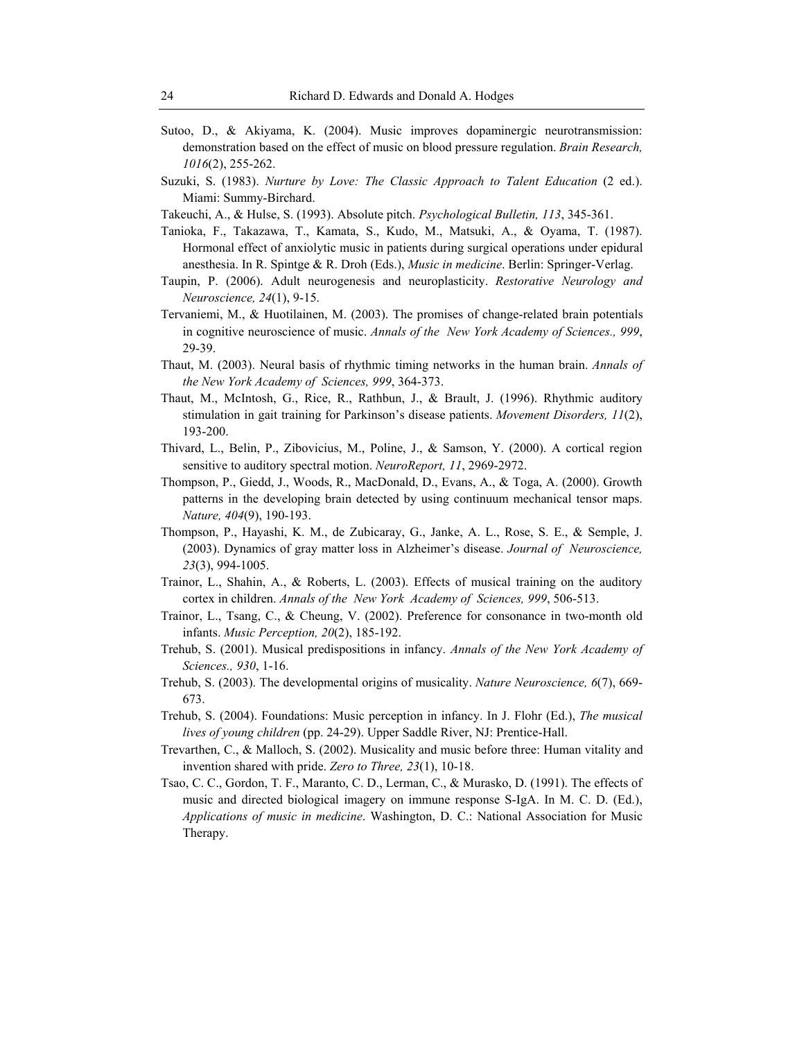Sutoo, D., & Akiyama, K. (2004). Music improves dopaminergic neurotransmission: demonstration based on the effect of music on blood pressure regulation. *Brain Research, 1016*(2), 255-262.

Suzuki, S. (1983). *Nurture by Love: The Classic Approach to Talent Education* (2 ed.). Miami: Summy-Birchard.

Takeuchi, A., & Hulse, S. (1993). Absolute pitch. *Psychological Bulletin, 113*, 345-361.

Tanioka, F., Takazawa, T., Kamata, S., Kudo, M., Matsuki, A., & Oyama, T. (1987). Hormonal effect of anxiolytic music in patients during surgical operations under epidural anesthesia. In R. Spintge & R. Droh (Eds.), *Music in medicine*. Berlin: Springer-Verlag.

Taupin, P. (2006). Adult neurogenesis and neuroplasticity. *Restorative Neurology and Neuroscience, 24*(1), 9-15.

Tervaniemi, M., & Huotilainen, M. (2003). The promises of change-related brain potentials in cognitive neuroscience of music. *Annals of the New York Academy of Sciences., 999*, 29-39.

Thaut, M. (2003). Neural basis of rhythmic timing networks in the human brain. *Annals of the New York Academy of Sciences, 999*, 364-373.

Thaut, M., McIntosh, G., Rice, R., Rathbun, J., & Brault, J. (1996). Rhythmic auditory stimulation in gait training for Parkinson's disease patients. *Movement Disorders, 11*(2), 193-200.

Thivard, L., Belin, P., Zibovicius, M., Poline, J., & Samson, Y. (2000). A cortical region sensitive to auditory spectral motion. *NeuroReport, 11*, 2969-2972.

Thompson, P., Giedd, J., Woods, R., MacDonald, D., Evans, A., & Toga, A. (2000). Growth patterns in the developing brain detected by using continuum mechanical tensor maps. *Nature, 404*(9), 190-193.

Thompson, P., Hayashi, K. M., de Zubicaray, G., Janke, A. L., Rose, S. E., & Semple, J. (2003). Dynamics of gray matter loss in Alzheimer's disease. *Journal of Neuroscience, 23*(3), 994-1005.

Trainor, L., Shahin, A., & Roberts, L. (2003). Effects of musical training on the auditory cortex in children. *Annals of the New York Academy of Sciences, 999*, 506-513.

Trainor, L., Tsang, C., & Cheung, V. (2002). Preference for consonance in two-month old infants. *Music Perception, 20*(2), 185-192.

Trehub, S. (2001). Musical predispositions in infancy. *Annals of the New York Academy of Sciences., 930*, 1-16.

Trehub, S. (2003). The developmental origins of musicality. *Nature Neuroscience, 6*(7), 669-673.

Trehub, S. (2004). Foundations: Music perception in infancy. In J. Flohr (Ed.), *The musical lives of young children* (pp. 24-29). Upper Saddle River, NJ: Prentice-Hall.

Trevarthen, C., & Malloch, S. (2002). Musicality and music before three: Human vitality and invention shared with pride. *Zero to Three, 23*(1), 10-18.

Tsao, C. C., Gordon, T. F., Maranto, C. D., Lerman, C., & Murasko, D. (1991). The effects of music and directed biological imagery on immune response S-IgA. In M. C. D. (Ed.), *Applications of music in medicine*. Washington, D. C.: National Association for Music Therapy.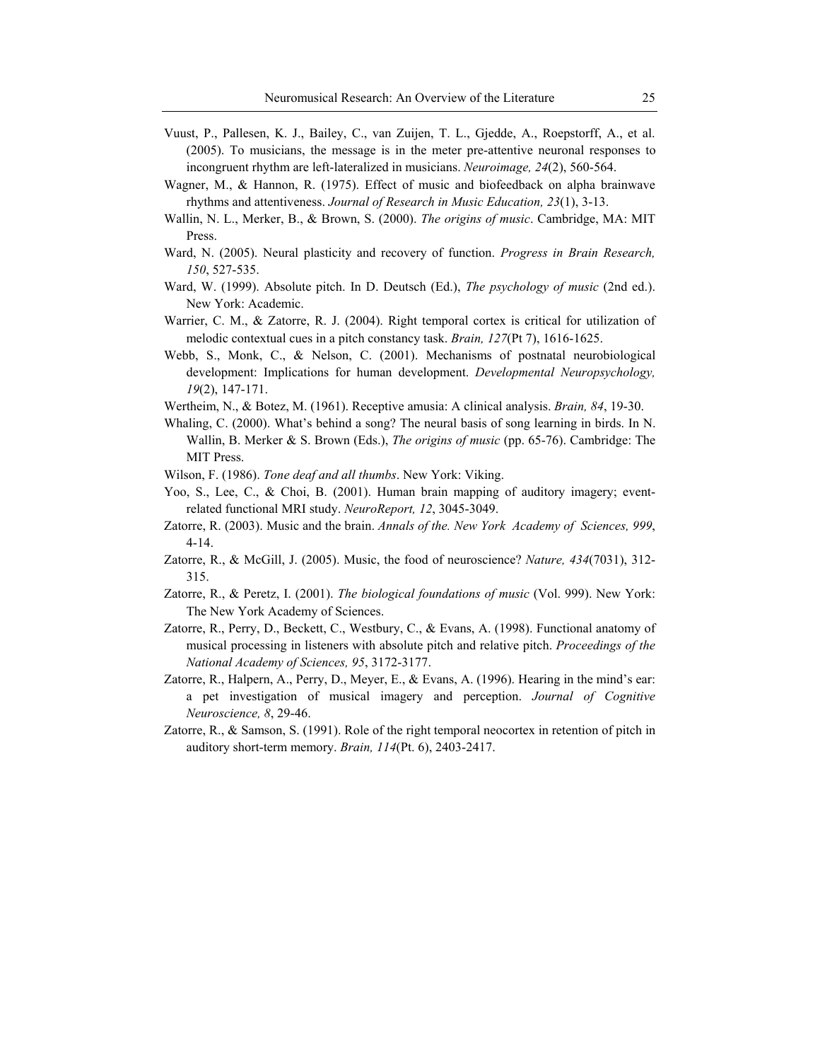Vuust, P., Pallesen, K. J., Bailey, C., van Zuijen, T. L., Gjedde, A., Roepstorff, A., et al. (2005). To musicians, the message is in the meter pre-attentive neuronal responses to incongruent rhythm are left-lateralized in musicians. *Neuroimage, 24*(2), 560-564.

Wagner, M., & Hannon, R. (1975). Effect of music and biofeedback on alpha brainwave rhythms and attentiveness. *Journal of Research in Music Education, 23*(1), 3-13.

Wallin, N. L., Merker, B., & Brown, S. (2000). *The origins of music*. Cambridge, MA: MIT Press.

Ward, N. (2005). Neural plasticity and recovery of function. *Progress in Brain Research, 150*, 527-535.

Ward, W. (1999). Absolute pitch. In D. Deutsch (Ed.), *The psychology of music* (2nd ed.). New York: Academic.

Warrier, C. M., & Zatorre, R. J. (2004). Right temporal cortex is critical for utilization of melodic contextual cues in a pitch constancy task. *Brain, 127*(Pt 7), 1616-1625.

Webb, S., Monk, C., & Nelson, C. (2001). Mechanisms of postnatal neurobiological development: Implications for human development. *Developmental Neuropsychology, 19*(2), 147-171.

Wertheim, N., & Botez, M. (1961). Receptive amusia: A clinical analysis. *Brain, 84*, 19-30.

Whaling, C. (2000). What's behind a song? The neural basis of song learning in birds. In N. Wallin, B. Merker & S. Brown (Eds.), *The origins of music* (pp. 65-76). Cambridge: The MIT Press.

Wilson, F. (1986). *Tone deaf and all thumbs*. New York: Viking.

Yoo, S., Lee, C., & Choi, B. (2001). Human brain mapping of auditory imagery; event-related functional MRI study. *NeuroReport, 12*, 3045-3049.

Zatorre, R. (2003). Music and the brain. *Annals of the. New York Academy of Sciences, 999*, 4-14.

Zatorre, R., & McGill, J. (2005). Music, the food of neuroscience? *Nature, 434*(7031), 312-315.

Zatorre, R., & Peretz, I. (2001). *The biological foundations of music* (Vol. 999). New York: The New York Academy of Sciences.

Zatorre, R., Perry, D., Beckett, C., Westbury, C., & Evans, A. (1998). Functional anatomy of musical processing in listeners with absolute pitch and relative pitch. *Proceedings of the National Academy of Sciences, 95*, 3172-3177.

Zatorre, R., Halpern, A., Perry, D., Meyer, E., & Evans, A. (1996). Hearing in the mind's ear: a pet investigation of musical imagery and perception. *Journal of Cognitive Neuroscience, 8*, 29-46.

Zatorre, R., & Samson, S. (1991). Role of the right temporal neocortex in retention of pitch in auditory short-term memory. *Brain, 114*(Pt. 6), 2403-2417.